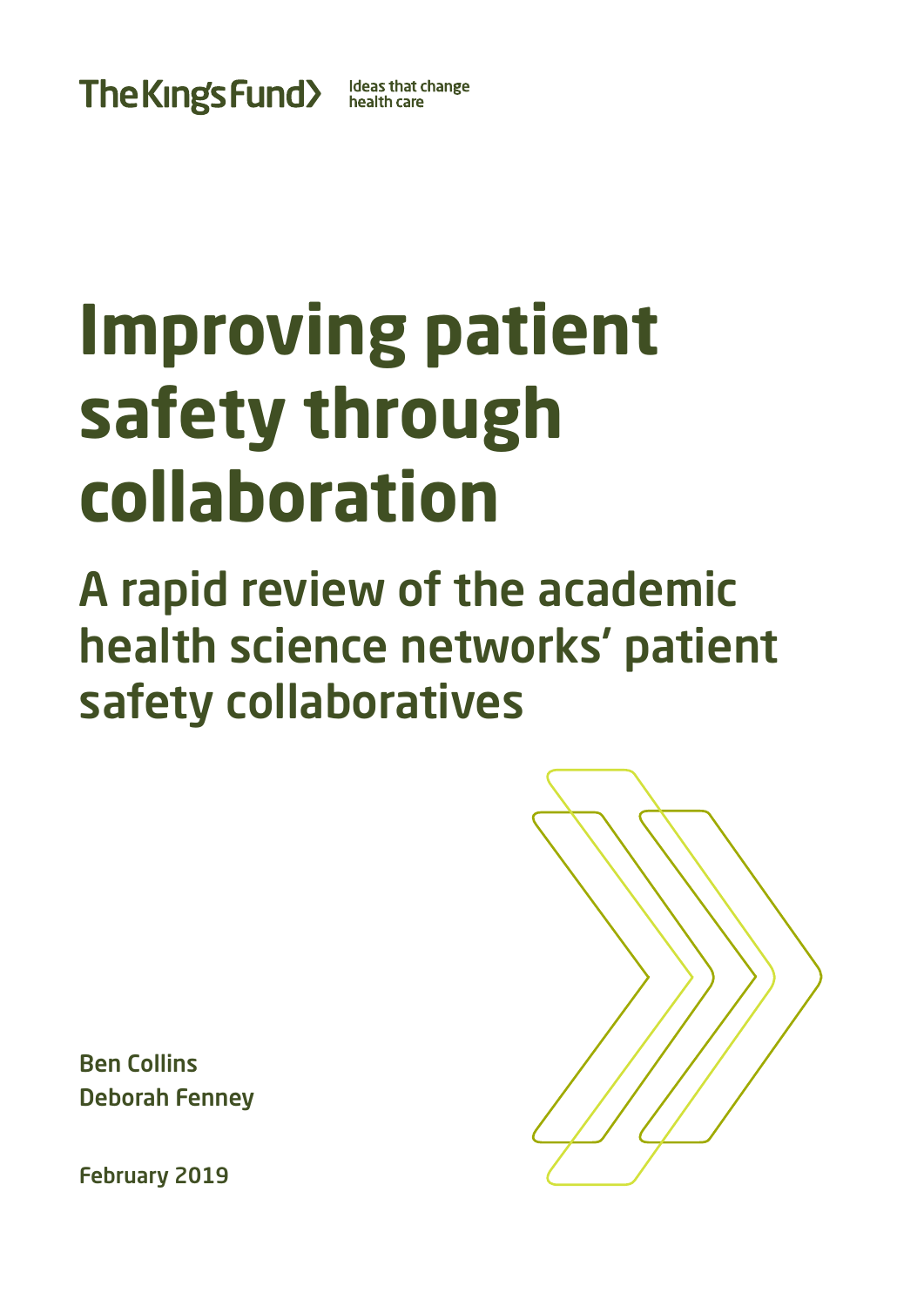The King's Fund
Ideas that change health care

# Improving patient safety through collaboration

## A rapid review of the academic health science networks' patient safety collaboratives

Ben Collins
Deborah Fenney

February 2019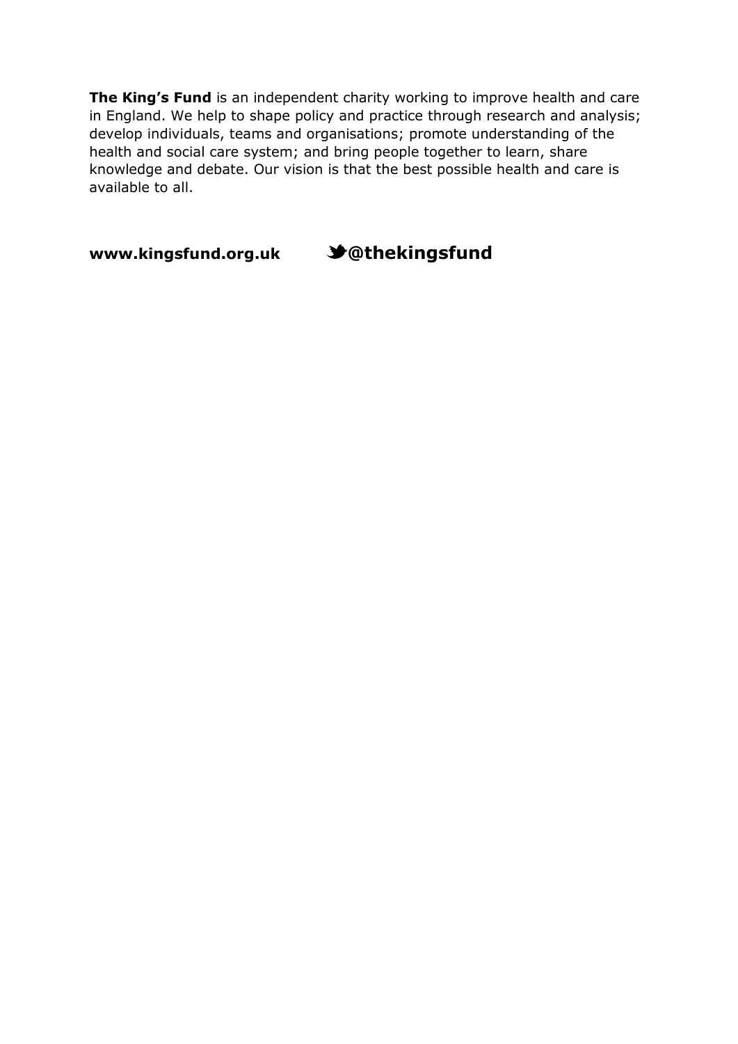**The King's Fund** is an independent charity working to improve health and care in England. We help to shape policy and practice through research and analysis; develop individuals, teams and organisations; promote understanding of the health and social care system; and bring people together to learn, share knowledge and debate. Our vision is that the best possible health and care is available to all.

**www.kingsfund.org.uk** **@thekingsfund**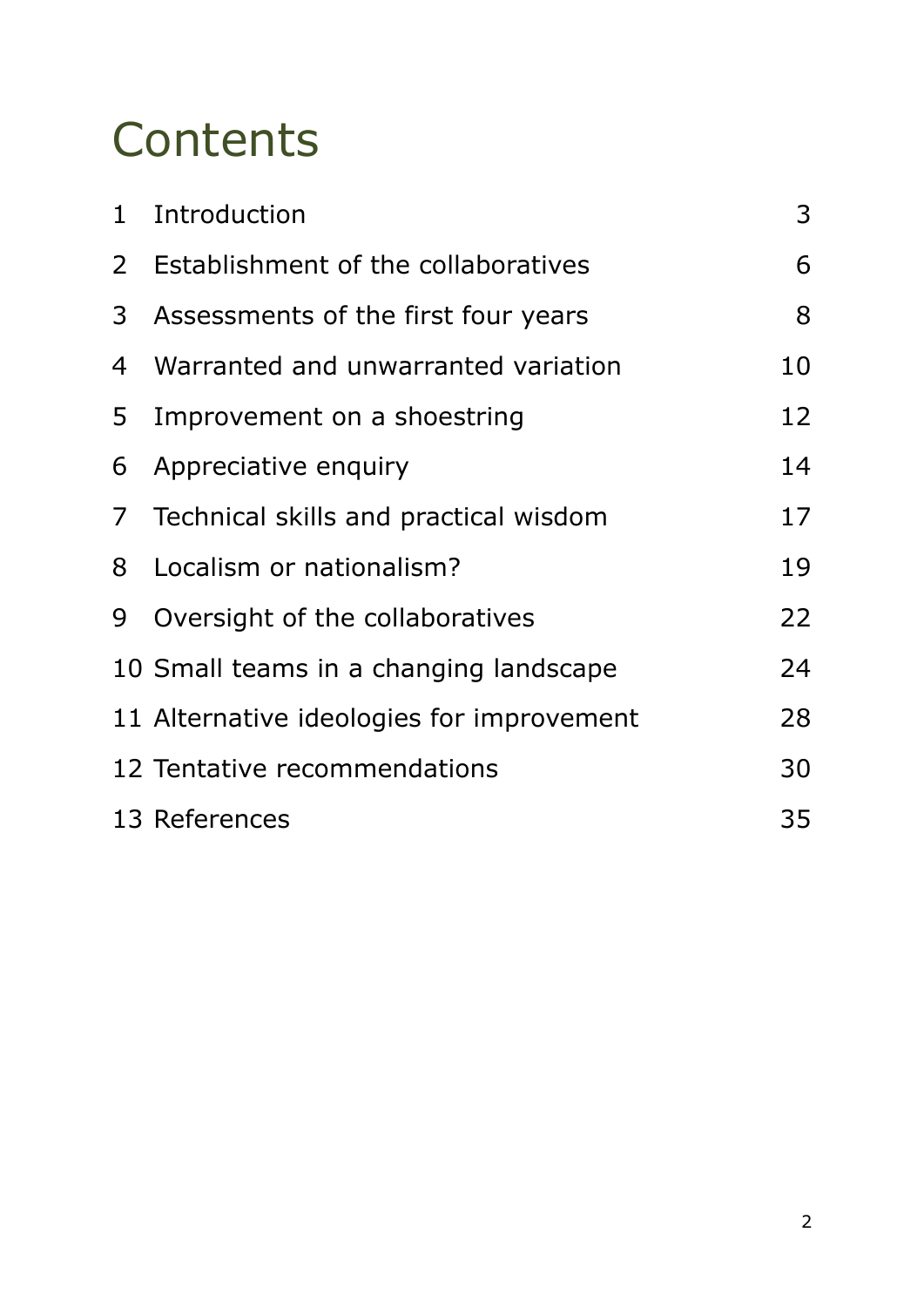# Contents

| | | |
|---|---|---|
| 1 | Introduction | 3 |
| 2 | Establishment of the collaboratives | 6 |
| 3 | Assessments of the first four years | 8 |
| 4 | Warranted and unwarranted variation | 10 |
| 5 | Improvement on a shoestring | 12 |
| 6 | Appreciative enquiry | 14 |
| 7 | Technical skills and practical wisdom | 17 |
| 8 | Localism or nationalism? | 19 |
| 9 | Oversight of the collaboratives | 22 |
| 10 | Small teams in a changing landscape | 24 |
| 11 | Alternative ideologies for improvement | 28 |
| 12 | Tentative recommendations | 30 |
| 13 | References | 35 |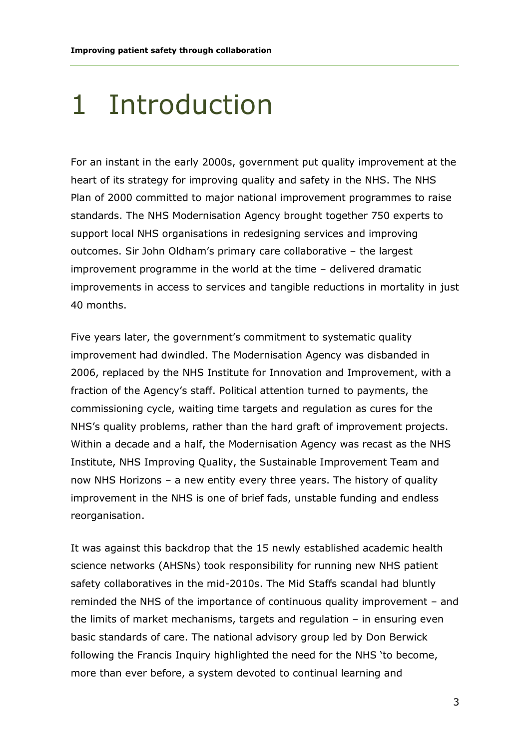# 1 Introduction

For an instant in the early 2000s, government put quality improvement at the heart of its strategy for improving quality and safety in the NHS. The NHS Plan of 2000 committed to major national improvement programmes to raise standards. The NHS Modernisation Agency brought together 750 experts to support local NHS organisations in redesigning services and improving outcomes. Sir John Oldham's primary care collaborative – the largest improvement programme in the world at the time – delivered dramatic improvements in access to services and tangible reductions in mortality in just 40 months.

Five years later, the government's commitment to systematic quality improvement had dwindled. The Modernisation Agency was disbanded in 2006, replaced by the NHS Institute for Innovation and Improvement, with a fraction of the Agency's staff. Political attention turned to payments, the commissioning cycle, waiting time targets and regulation as cures for the NHS's quality problems, rather than the hard graft of improvement projects. Within a decade and a half, the Modernisation Agency was recast as the NHS Institute, NHS Improving Quality, the Sustainable Improvement Team and now NHS Horizons – a new entity every three years. The history of quality improvement in the NHS is one of brief fads, unstable funding and endless reorganisation.

It was against this backdrop that the 15 newly established academic health science networks (AHSNs) took responsibility for running new NHS patient safety collaboratives in the mid-2010s. The Mid Staffs scandal had bluntly reminded the NHS of the importance of continuous quality improvement – and the limits of market mechanisms, targets and regulation – in ensuring even basic standards of care. The national advisory group led by Don Berwick following the Francis Inquiry highlighted the need for the NHS 'to become, more than ever before, a system devoted to continual learning and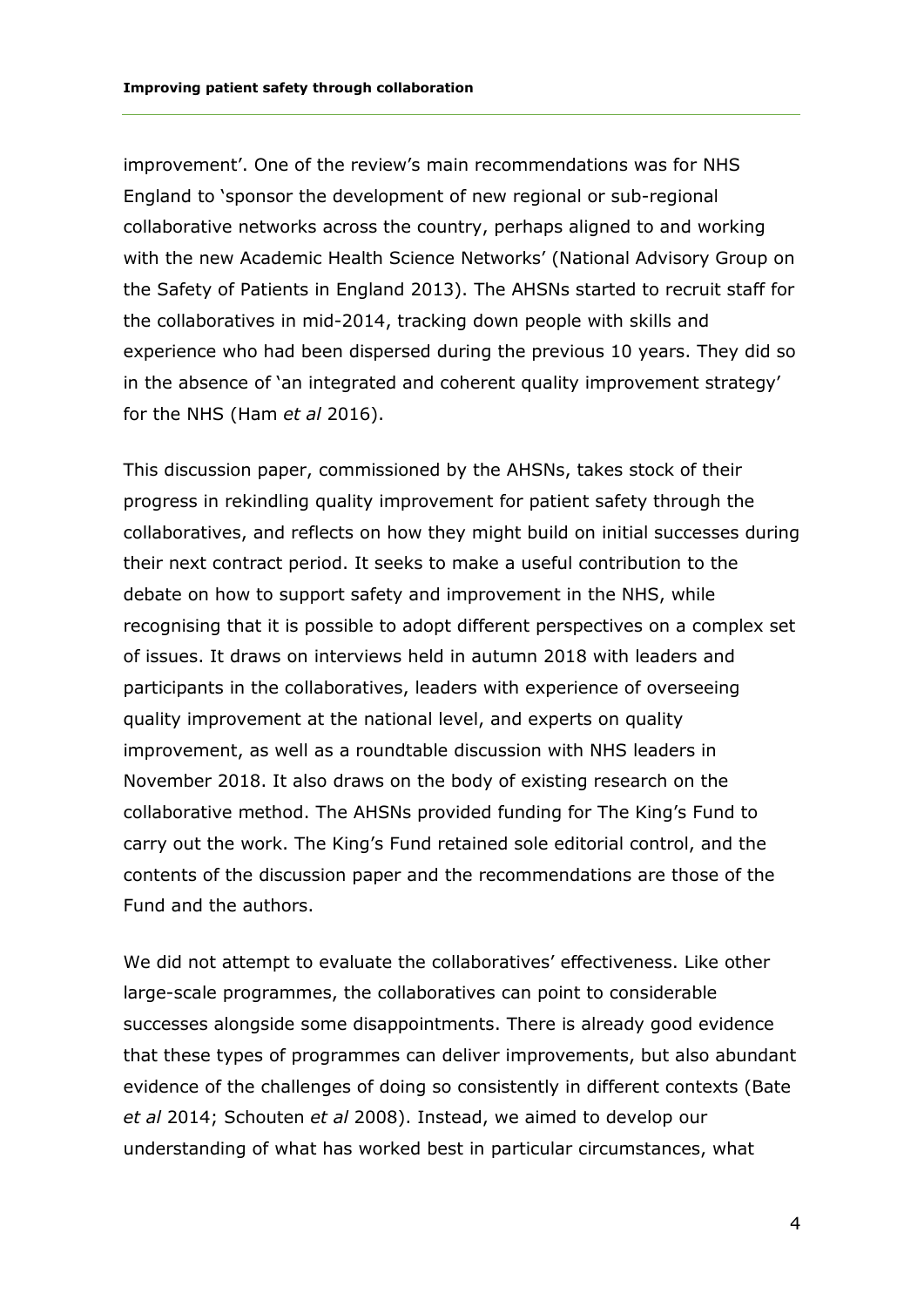improvement'. One of the review's main recommendations was for NHS England to 'sponsor the development of new regional or sub-regional collaborative networks across the country, perhaps aligned to and working with the new Academic Health Science Networks' (National Advisory Group on the Safety of Patients in England 2013). The AHSNs started to recruit staff for the collaboratives in mid-2014, tracking down people with skills and experience who had been dispersed during the previous 10 years. They did so in the absence of 'an integrated and coherent quality improvement strategy' for the NHS (Ham *et al* 2016).

This discussion paper, commissioned by the AHSNs, takes stock of their progress in rekindling quality improvement for patient safety through the collaboratives, and reflects on how they might build on initial successes during their next contract period. It seeks to make a useful contribution to the debate on how to support safety and improvement in the NHS, while recognising that it is possible to adopt different perspectives on a complex set of issues. It draws on interviews held in autumn 2018 with leaders and participants in the collaboratives, leaders with experience of overseeing quality improvement at the national level, and experts on quality improvement, as well as a roundtable discussion with NHS leaders in November 2018. It also draws on the body of existing research on the collaborative method. The AHSNs provided funding for The King's Fund to carry out the work. The King's Fund retained sole editorial control, and the contents of the discussion paper and the recommendations are those of the Fund and the authors.

We did not attempt to evaluate the collaboratives' effectiveness. Like other large-scale programmes, the collaboratives can point to considerable successes alongside some disappointments. There is already good evidence that these types of programmes can deliver improvements, but also abundant evidence of the challenges of doing so consistently in different contexts (Bate *et al* 2014; Schouten *et al* 2008). Instead, we aimed to develop our understanding of what has worked best in particular circumstances, what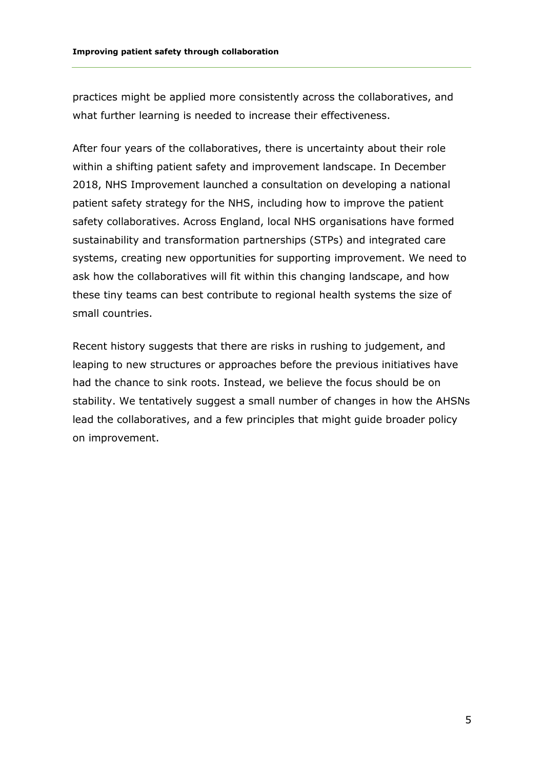practices might be applied more consistently across the collaboratives, and what further learning is needed to increase their effectiveness.

After four years of the collaboratives, there is uncertainty about their role within a shifting patient safety and improvement landscape. In December 2018, NHS Improvement launched a consultation on developing a national patient safety strategy for the NHS, including how to improve the patient safety collaboratives. Across England, local NHS organisations have formed sustainability and transformation partnerships (STPs) and integrated care systems, creating new opportunities for supporting improvement. We need to ask how the collaboratives will fit within this changing landscape, and how these tiny teams can best contribute to regional health systems the size of small countries.

Recent history suggests that there are risks in rushing to judgement, and leaping to new structures or approaches before the previous initiatives have had the chance to sink roots. Instead, we believe the focus should be on stability. We tentatively suggest a small number of changes in how the AHSNs lead the collaboratives, and a few principles that might guide broader policy on improvement.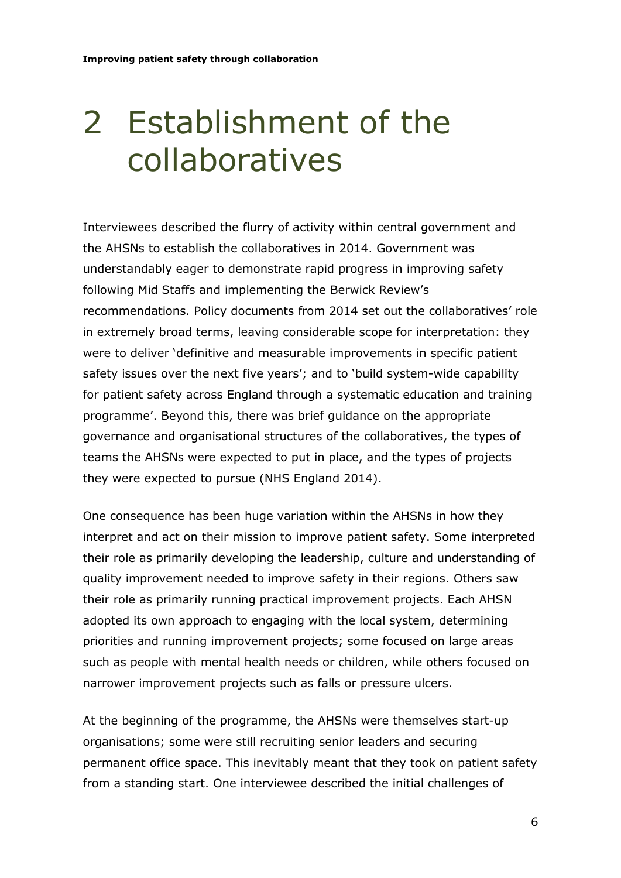# 2 Establishment of the collaboratives

Interviewees described the flurry of activity within central government and the AHSNs to establish the collaboratives in 2014. Government was understandably eager to demonstrate rapid progress in improving safety following Mid Staffs and implementing the Berwick Review's recommendations. Policy documents from 2014 set out the collaboratives' role in extremely broad terms, leaving considerable scope for interpretation: they were to deliver 'definitive and measurable improvements in specific patient safety issues over the next five years'; and to 'build system-wide capability for patient safety across England through a systematic education and training programme'. Beyond this, there was brief guidance on the appropriate governance and organisational structures of the collaboratives, the types of teams the AHSNs were expected to put in place, and the types of projects they were expected to pursue (NHS England 2014).

One consequence has been huge variation within the AHSNs in how they interpret and act on their mission to improve patient safety. Some interpreted their role as primarily developing the leadership, culture and understanding of quality improvement needed to improve safety in their regions. Others saw their role as primarily running practical improvement projects. Each AHSN adopted its own approach to engaging with the local system, determining priorities and running improvement projects; some focused on large areas such as people with mental health needs or children, while others focused on narrower improvement projects such as falls or pressure ulcers.

At the beginning of the programme, the AHSNs were themselves start-up organisations; some were still recruiting senior leaders and securing permanent office space. This inevitably meant that they took on patient safety from a standing start. One interviewee described the initial challenges of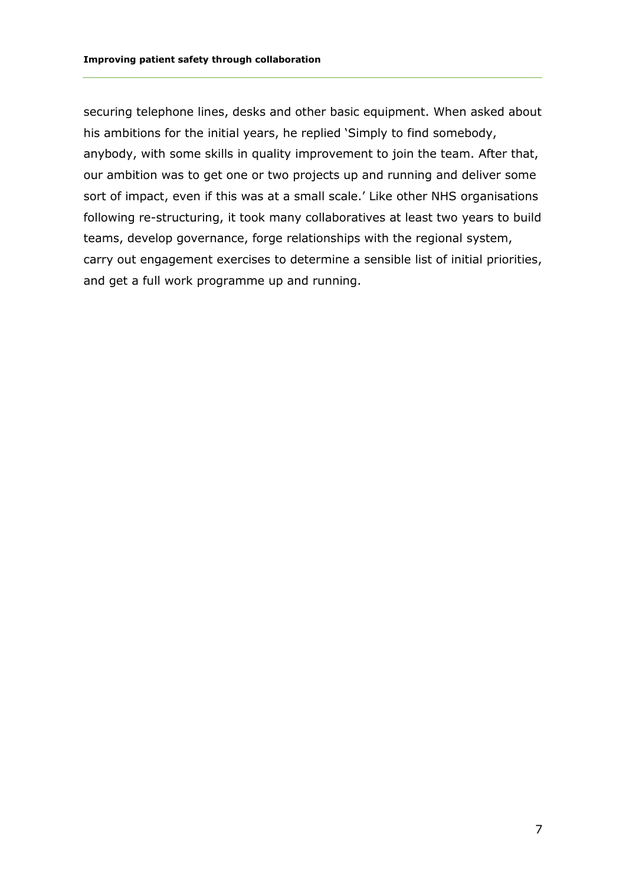securing telephone lines, desks and other basic equipment. When asked about his ambitions for the initial years, he replied 'Simply to find somebody, anybody, with some skills in quality improvement to join the team. After that, our ambition was to get one or two projects up and running and deliver some sort of impact, even if this was at a small scale.' Like other NHS organisations following re-structuring, it took many collaboratives at least two years to build teams, develop governance, forge relationships with the regional system, carry out engagement exercises to determine a sensible list of initial priorities, and get a full work programme up and running.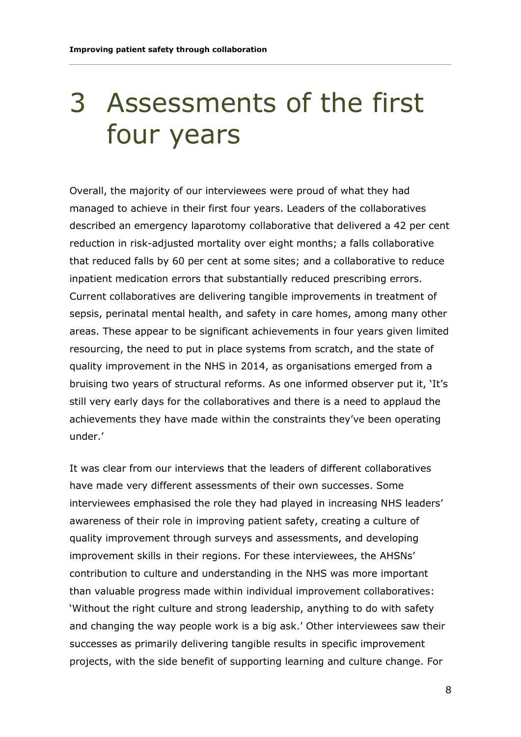# 3 Assessments of the first four years

Overall, the majority of our interviewees were proud of what they had managed to achieve in their first four years. Leaders of the collaboratives described an emergency laparotomy collaborative that delivered a 42 per cent reduction in risk-adjusted mortality over eight months; a falls collaborative that reduced falls by 60 per cent at some sites; and a collaborative to reduce inpatient medication errors that substantially reduced prescribing errors. Current collaboratives are delivering tangible improvements in treatment of sepsis, perinatal mental health, and safety in care homes, among many other areas. These appear to be significant achievements in four years given limited resourcing, the need to put in place systems from scratch, and the state of quality improvement in the NHS in 2014, as organisations emerged from a bruising two years of structural reforms. As one informed observer put it, 'It's still very early days for the collaboratives and there is a need to applaud the achievements they have made within the constraints they've been operating under.'

It was clear from our interviews that the leaders of different collaboratives have made very different assessments of their own successes. Some interviewees emphasised the role they had played in increasing NHS leaders' awareness of their role in improving patient safety, creating a culture of quality improvement through surveys and assessments, and developing improvement skills in their regions. For these interviewees, the AHSNs' contribution to culture and understanding in the NHS was more important than valuable progress made within individual improvement collaboratives: 'Without the right culture and strong leadership, anything to do with safety and changing the way people work is a big ask.' Other interviewees saw their successes as primarily delivering tangible results in specific improvement projects, with the side benefit of supporting learning and culture change. For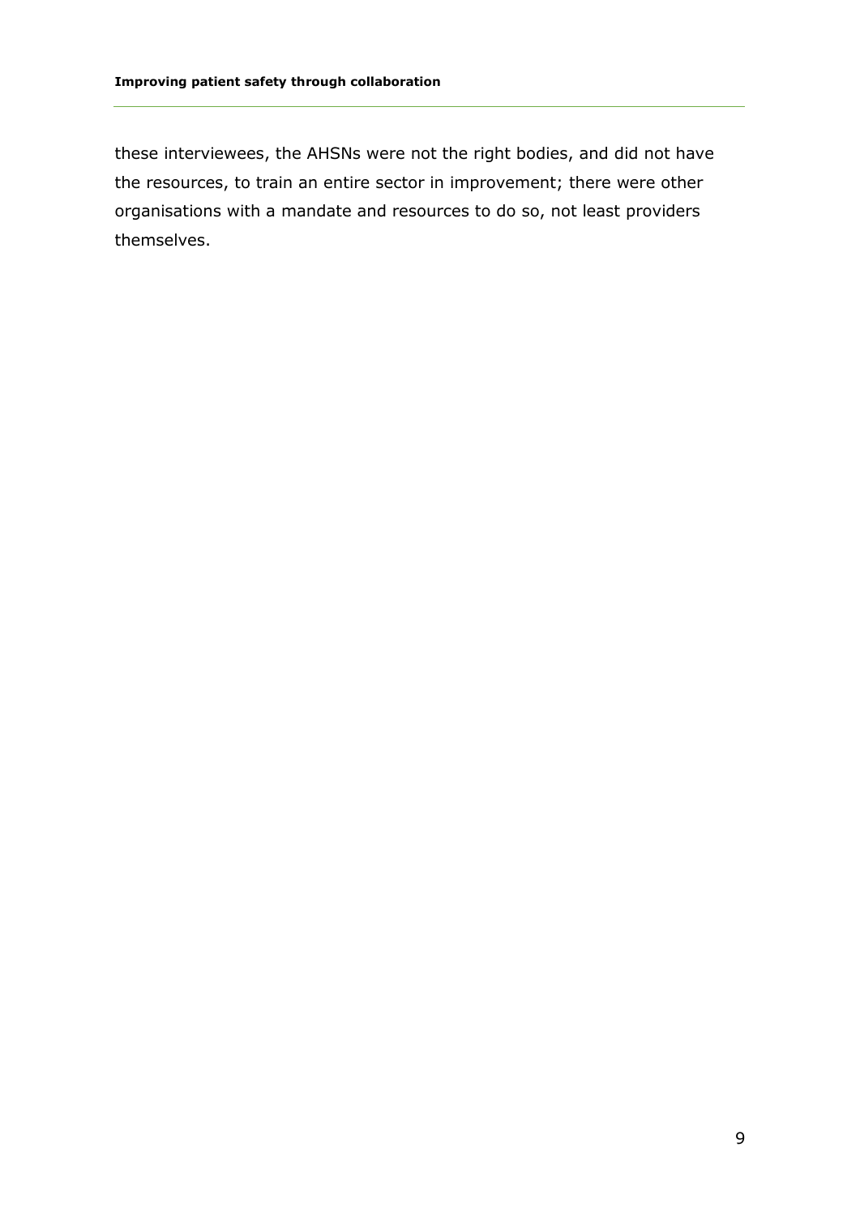these interviewees, the AHSNs were not the right bodies, and did not have the resources, to train an entire sector in improvement; there were other organisations with a mandate and resources to do so, not least providers themselves.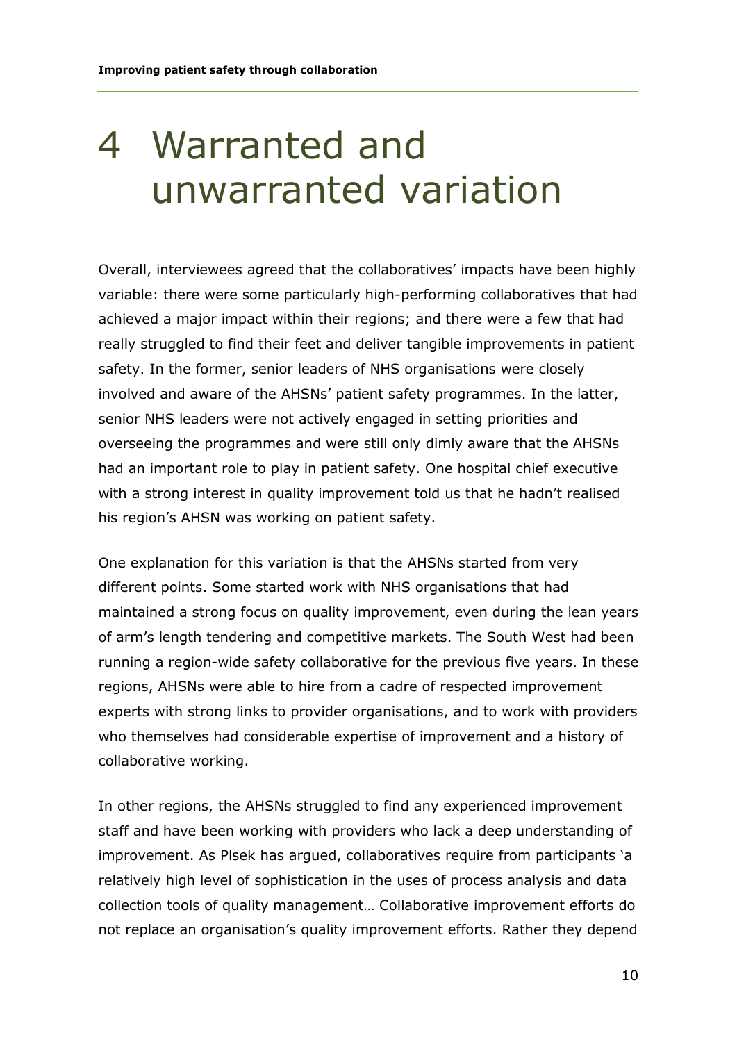# 4 Warranted and unwarranted variation

Overall, interviewees agreed that the collaboratives' impacts have been highly variable: there were some particularly high-performing collaboratives that had achieved a major impact within their regions; and there were a few that had really struggled to find their feet and deliver tangible improvements in patient safety. In the former, senior leaders of NHS organisations were closely involved and aware of the AHSNs' patient safety programmes. In the latter, senior NHS leaders were not actively engaged in setting priorities and overseeing the programmes and were still only dimly aware that the AHSNs had an important role to play in patient safety. One hospital chief executive with a strong interest in quality improvement told us that he hadn't realised his region's AHSN was working on patient safety.

One explanation for this variation is that the AHSNs started from very different points. Some started work with NHS organisations that had maintained a strong focus on quality improvement, even during the lean years of arm's length tendering and competitive markets. The South West had been running a region-wide safety collaborative for the previous five years. In these regions, AHSNs were able to hire from a cadre of respected improvement experts with strong links to provider organisations, and to work with providers who themselves had considerable expertise of improvement and a history of collaborative working.

In other regions, the AHSNs struggled to find any experienced improvement staff and have been working with providers who lack a deep understanding of improvement. As Plsek has argued, collaboratives require from participants 'a relatively high level of sophistication in the uses of process analysis and data collection tools of quality management… Collaborative improvement efforts do not replace an organisation's quality improvement efforts. Rather they depend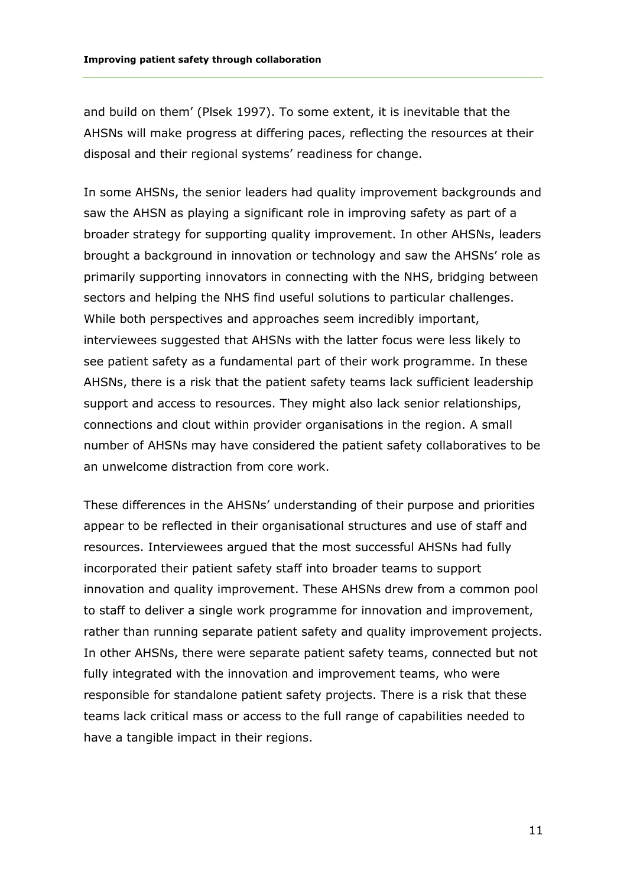and build on them' (Plsek 1997). To some extent, it is inevitable that the AHSNs will make progress at differing paces, reflecting the resources at their disposal and their regional systems' readiness for change.

In some AHSNs, the senior leaders had quality improvement backgrounds and saw the AHSN as playing a significant role in improving safety as part of a broader strategy for supporting quality improvement. In other AHSNs, leaders brought a background in innovation or technology and saw the AHSNs' role as primarily supporting innovators in connecting with the NHS, bridging between sectors and helping the NHS find useful solutions to particular challenges. While both perspectives and approaches seem incredibly important, interviewees suggested that AHSNs with the latter focus were less likely to see patient safety as a fundamental part of their work programme. In these AHSNs, there is a risk that the patient safety teams lack sufficient leadership support and access to resources. They might also lack senior relationships, connections and clout within provider organisations in the region. A small number of AHSNs may have considered the patient safety collaboratives to be an unwelcome distraction from core work.

These differences in the AHSNs' understanding of their purpose and priorities appear to be reflected in their organisational structures and use of staff and resources. Interviewees argued that the most successful AHSNs had fully incorporated their patient safety staff into broader teams to support innovation and quality improvement. These AHSNs drew from a common pool to staff to deliver a single work programme for innovation and improvement, rather than running separate patient safety and quality improvement projects. In other AHSNs, there were separate patient safety teams, connected but not fully integrated with the innovation and improvement teams, who were responsible for standalone patient safety projects. There is a risk that these teams lack critical mass or access to the full range of capabilities needed to have a tangible impact in their regions.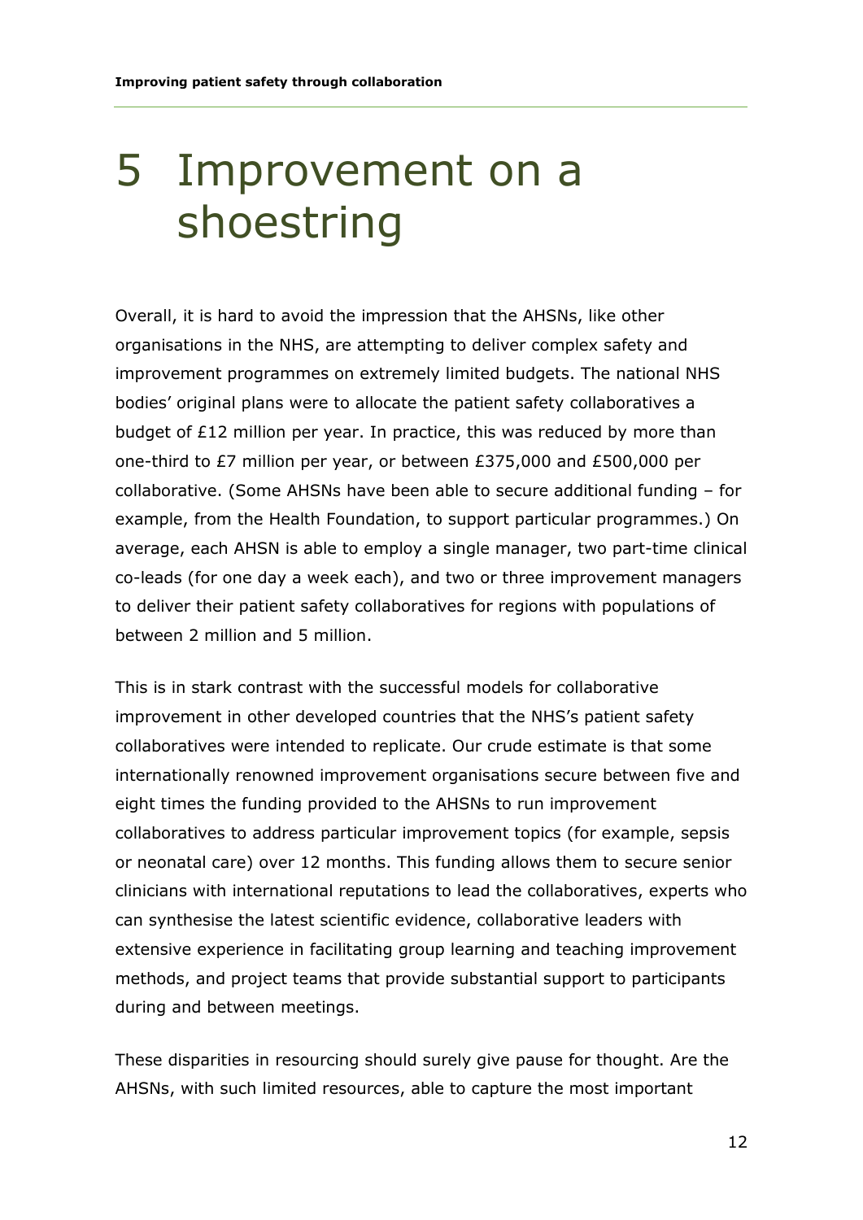# 5 Improvement on a shoestring

Overall, it is hard to avoid the impression that the AHSNs, like other organisations in the NHS, are attempting to deliver complex safety and improvement programmes on extremely limited budgets. The national NHS bodies' original plans were to allocate the patient safety collaboratives a budget of £12 million per year. In practice, this was reduced by more than one-third to £7 million per year, or between £375,000 and £500,000 per collaborative. (Some AHSNs have been able to secure additional funding – for example, from the Health Foundation, to support particular programmes.) On average, each AHSN is able to employ a single manager, two part-time clinical co-leads (for one day a week each), and two or three improvement managers to deliver their patient safety collaboratives for regions with populations of between 2 million and 5 million.

This is in stark contrast with the successful models for collaborative improvement in other developed countries that the NHS's patient safety collaboratives were intended to replicate. Our crude estimate is that some internationally renowned improvement organisations secure between five and eight times the funding provided to the AHSNs to run improvement collaboratives to address particular improvement topics (for example, sepsis or neonatal care) over 12 months. This funding allows them to secure senior clinicians with international reputations to lead the collaboratives, experts who can synthesise the latest scientific evidence, collaborative leaders with extensive experience in facilitating group learning and teaching improvement methods, and project teams that provide substantial support to participants during and between meetings.

These disparities in resourcing should surely give pause for thought. Are the AHSNs, with such limited resources, able to capture the most important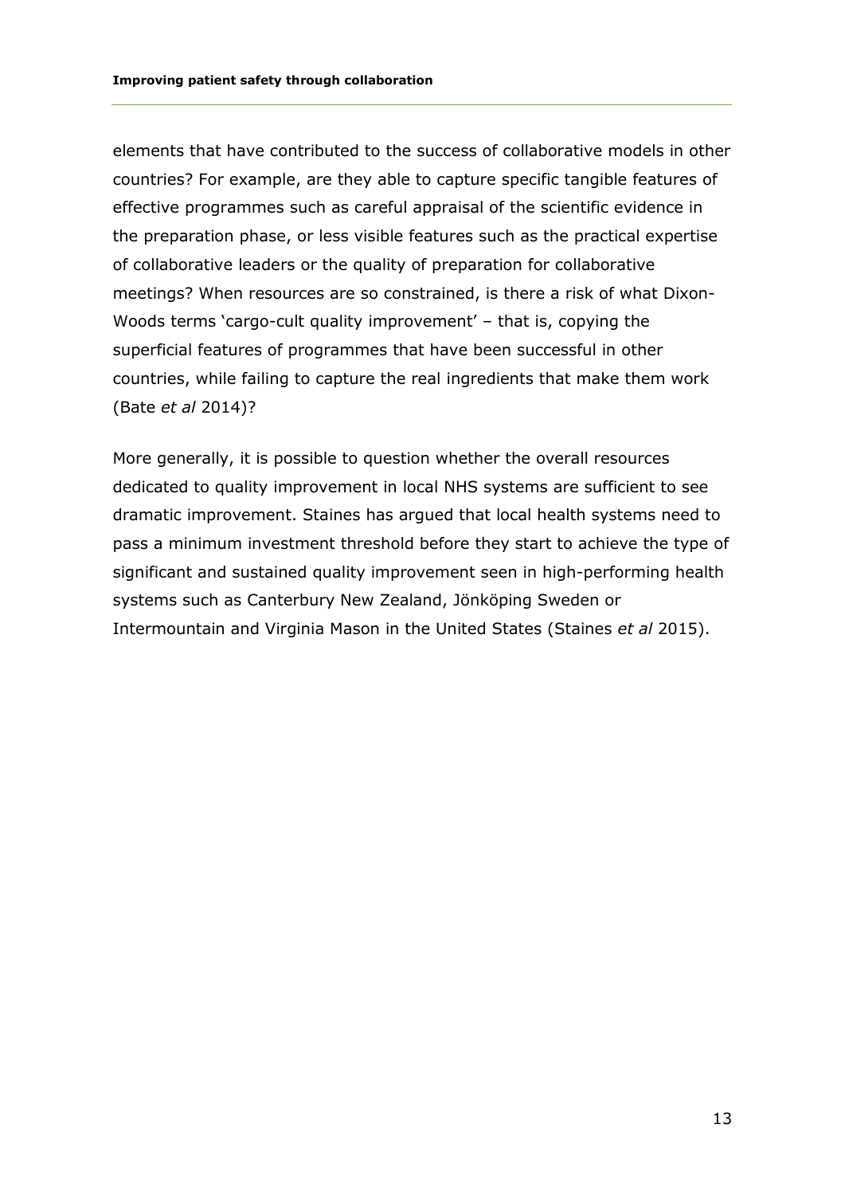elements that have contributed to the success of collaborative models in other countries? For example, are they able to capture specific tangible features of effective programmes such as careful appraisal of the scientific evidence in the preparation phase, or less visible features such as the practical expertise of collaborative leaders or the quality of preparation for collaborative meetings? When resources are so constrained, is there a risk of what Dixon-Woods terms 'cargo-cult quality improvement' – that is, copying the superficial features of programmes that have been successful in other countries, while failing to capture the real ingredients that make them work (Bate *et al* 2014)?

More generally, it is possible to question whether the overall resources dedicated to quality improvement in local NHS systems are sufficient to see dramatic improvement. Staines has argued that local health systems need to pass a minimum investment threshold before they start to achieve the type of significant and sustained quality improvement seen in high-performing health systems such as Canterbury New Zealand, Jönköping Sweden or Intermountain and Virginia Mason in the United States (Staines *et al* 2015).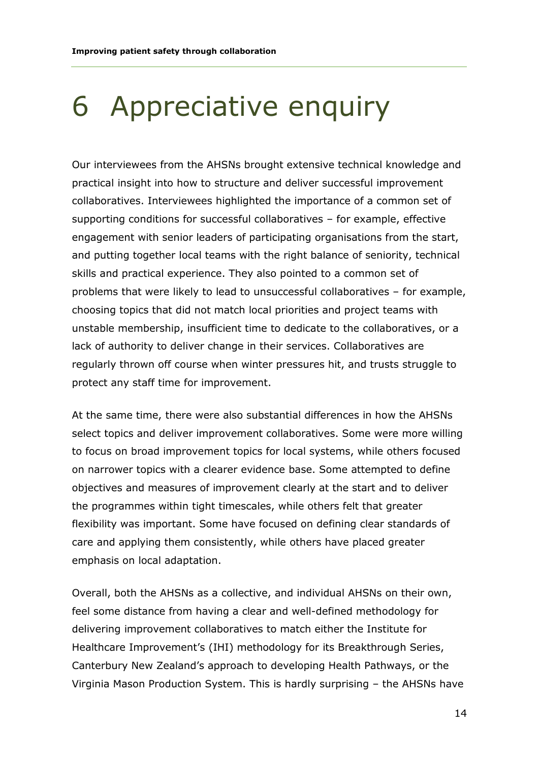# 6 Appreciative enquiry

Our interviewees from the AHSNs brought extensive technical knowledge and practical insight into how to structure and deliver successful improvement collaboratives. Interviewees highlighted the importance of a common set of supporting conditions for successful collaboratives – for example, effective engagement with senior leaders of participating organisations from the start, and putting together local teams with the right balance of seniority, technical skills and practical experience. They also pointed to a common set of problems that were likely to lead to unsuccessful collaboratives – for example, choosing topics that did not match local priorities and project teams with unstable membership, insufficient time to dedicate to the collaboratives, or a lack of authority to deliver change in their services. Collaboratives are regularly thrown off course when winter pressures hit, and trusts struggle to protect any staff time for improvement.

At the same time, there were also substantial differences in how the AHSNs select topics and deliver improvement collaboratives. Some were more willing to focus on broad improvement topics for local systems, while others focused on narrower topics with a clearer evidence base. Some attempted to define objectives and measures of improvement clearly at the start and to deliver the programmes within tight timescales, while others felt that greater flexibility was important. Some have focused on defining clear standards of care and applying them consistently, while others have placed greater emphasis on local adaptation.

Overall, both the AHSNs as a collective, and individual AHSNs on their own, feel some distance from having a clear and well-defined methodology for delivering improvement collaboratives to match either the Institute for Healthcare Improvement's (IHI) methodology for its Breakthrough Series, Canterbury New Zealand's approach to developing Health Pathways, or the Virginia Mason Production System. This is hardly surprising – the AHSNs have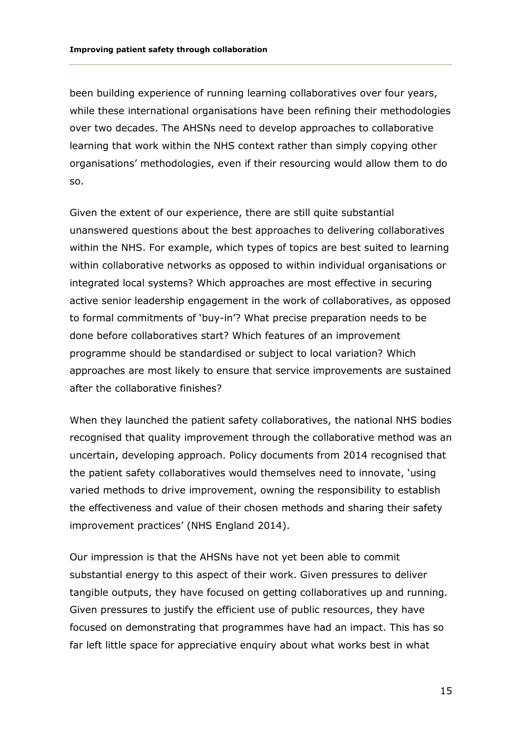been building experience of running learning collaboratives over four years, while these international organisations have been refining their methodologies over two decades. The AHSNs need to develop approaches to collaborative learning that work within the NHS context rather than simply copying other organisations' methodologies, even if their resourcing would allow them to do so.

Given the extent of our experience, there are still quite substantial unanswered questions about the best approaches to delivering collaboratives within the NHS. For example, which types of topics are best suited to learning within collaborative networks as opposed to within individual organisations or integrated local systems? Which approaches are most effective in securing active senior leadership engagement in the work of collaboratives, as opposed to formal commitments of 'buy-in'? What precise preparation needs to be done before collaboratives start? Which features of an improvement programme should be standardised or subject to local variation? Which approaches are most likely to ensure that service improvements are sustained after the collaborative finishes?

When they launched the patient safety collaboratives, the national NHS bodies recognised that quality improvement through the collaborative method was an uncertain, developing approach. Policy documents from 2014 recognised that the patient safety collaboratives would themselves need to innovate, 'using varied methods to drive improvement, owning the responsibility to establish the effectiveness and value of their chosen methods and sharing their safety improvement practices' (NHS England 2014).

Our impression is that the AHSNs have not yet been able to commit substantial energy to this aspect of their work. Given pressures to deliver tangible outputs, they have focused on getting collaboratives up and running. Given pressures to justify the efficient use of public resources, they have focused on demonstrating that programmes have had an impact. This has so far left little space for appreciative enquiry about what works best in what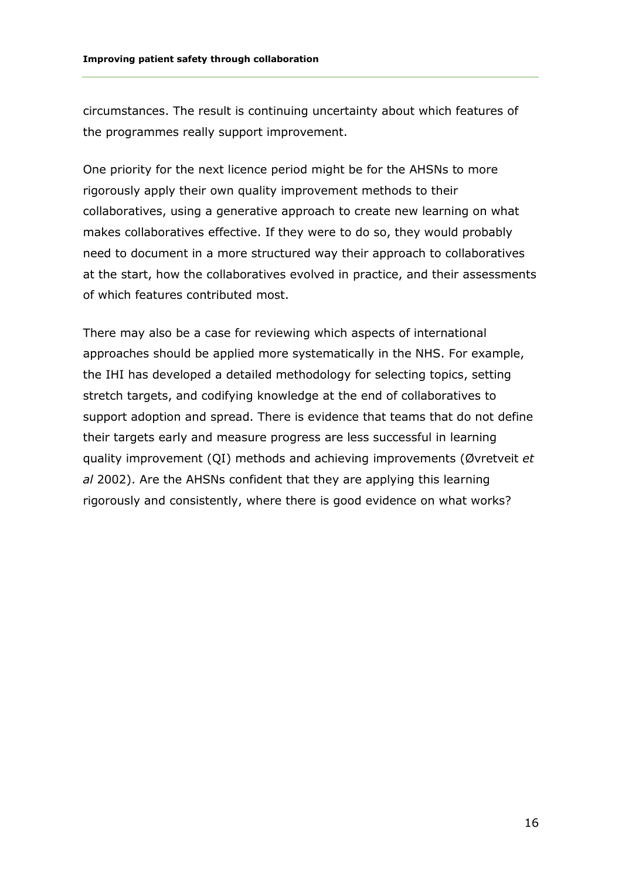circumstances. The result is continuing uncertainty about which features of the programmes really support improvement.

One priority for the next licence period might be for the AHSNs to more rigorously apply their own quality improvement methods to their collaboratives, using a generative approach to create new learning on what makes collaboratives effective. If they were to do so, they would probably need to document in a more structured way their approach to collaboratives at the start, how the collaboratives evolved in practice, and their assessments of which features contributed most.

There may also be a case for reviewing which aspects of international approaches should be applied more systematically in the NHS. For example, the IHI has developed a detailed methodology for selecting topics, setting stretch targets, and codifying knowledge at the end of collaboratives to support adoption and spread. There is evidence that teams that do not define their targets early and measure progress are less successful in learning quality improvement (QI) methods and achieving improvements (Øvretveit *et al* 2002). Are the AHSNs confident that they are applying this learning rigorously and consistently, where there is good evidence on what works?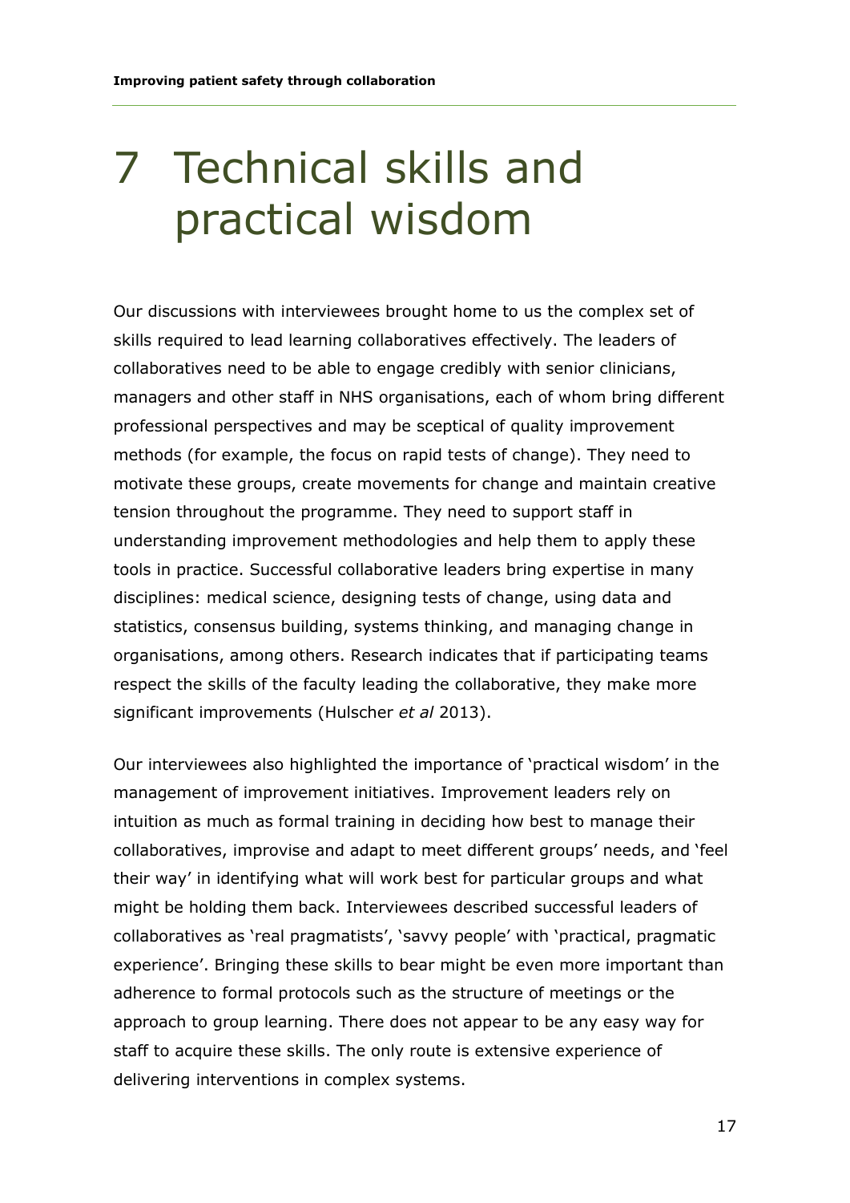# 7 Technical skills and practical wisdom

Our discussions with interviewees brought home to us the complex set of skills required to lead learning collaboratives effectively. The leaders of collaboratives need to be able to engage credibly with senior clinicians, managers and other staff in NHS organisations, each of whom bring different professional perspectives and may be sceptical of quality improvement methods (for example, the focus on rapid tests of change). They need to motivate these groups, create movements for change and maintain creative tension throughout the programme. They need to support staff in understanding improvement methodologies and help them to apply these tools in practice. Successful collaborative leaders bring expertise in many disciplines: medical science, designing tests of change, using data and statistics, consensus building, systems thinking, and managing change in organisations, among others. Research indicates that if participating teams respect the skills of the faculty leading the collaborative, they make more significant improvements (Hulscher *et al* 2013).

Our interviewees also highlighted the importance of 'practical wisdom' in the management of improvement initiatives. Improvement leaders rely on intuition as much as formal training in deciding how best to manage their collaboratives, improvise and adapt to meet different groups' needs, and 'feel their way' in identifying what will work best for particular groups and what might be holding them back. Interviewees described successful leaders of collaboratives as 'real pragmatists', 'savvy people' with 'practical, pragmatic experience'. Bringing these skills to bear might be even more important than adherence to formal protocols such as the structure of meetings or the approach to group learning. There does not appear to be any easy way for staff to acquire these skills. The only route is extensive experience of delivering interventions in complex systems.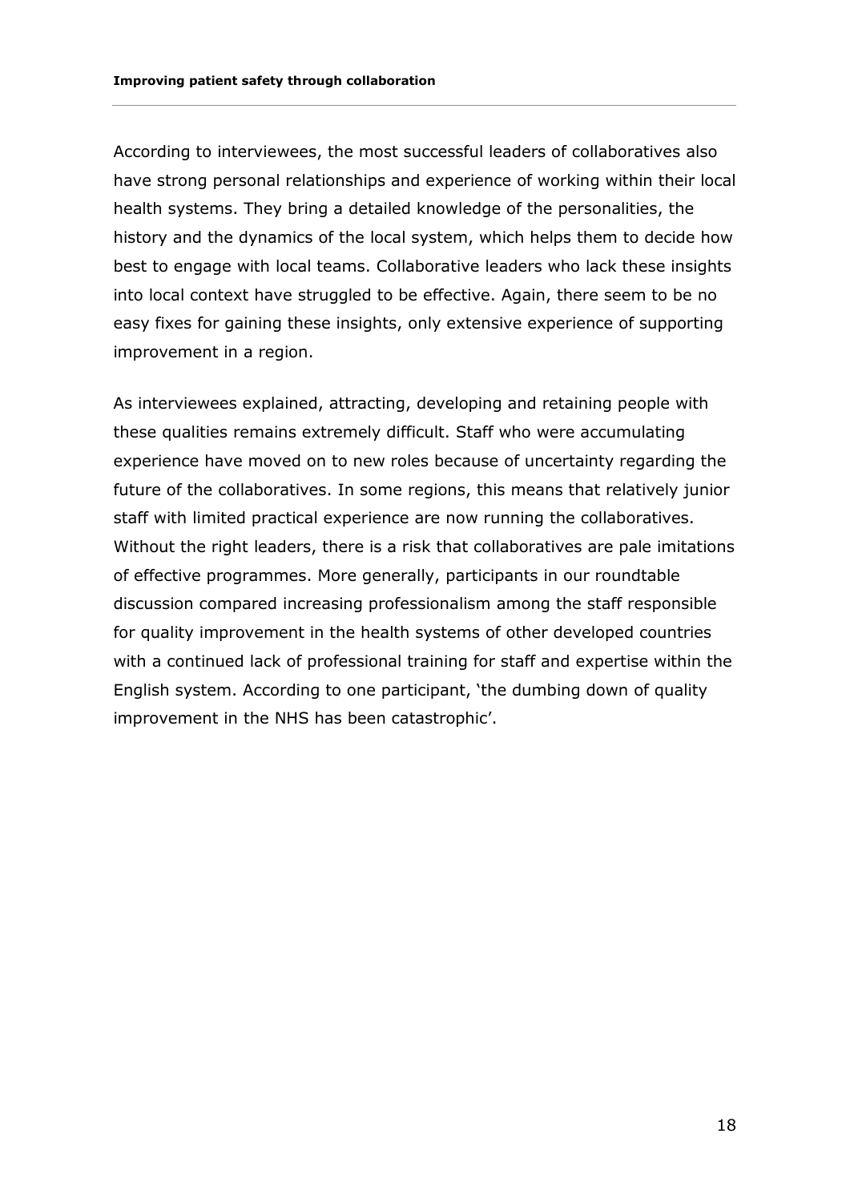According to interviewees, the most successful leaders of collaboratives also have strong personal relationships and experience of working within their local health systems. They bring a detailed knowledge of the personalities, the history and the dynamics of the local system, which helps them to decide how best to engage with local teams. Collaborative leaders who lack these insights into local context have struggled to be effective. Again, there seem to be no easy fixes for gaining these insights, only extensive experience of supporting improvement in a region.

As interviewees explained, attracting, developing and retaining people with these qualities remains extremely difficult. Staff who were accumulating experience have moved on to new roles because of uncertainty regarding the future of the collaboratives. In some regions, this means that relatively junior staff with limited practical experience are now running the collaboratives. Without the right leaders, there is a risk that collaboratives are pale imitations of effective programmes. More generally, participants in our roundtable discussion compared increasing professionalism among the staff responsible for quality improvement in the health systems of other developed countries with a continued lack of professional training for staff and expertise within the English system. According to one participant, 'the dumbing down of quality improvement in the NHS has been catastrophic'.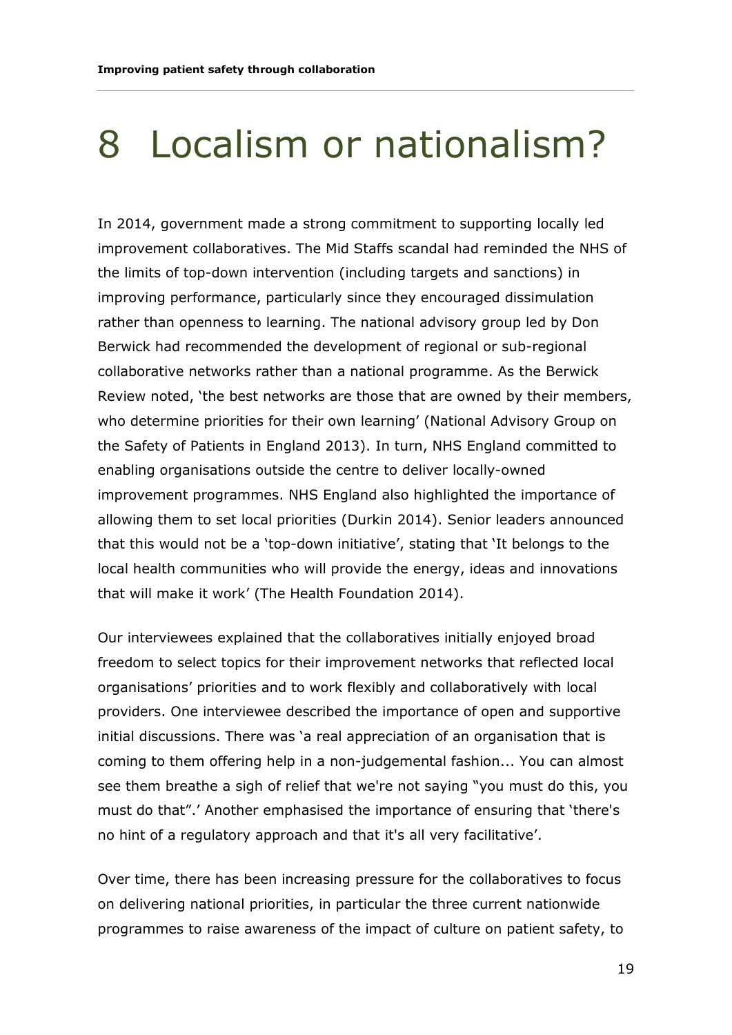# 8 Localism or nationalism?

In 2014, government made a strong commitment to supporting locally led improvement collaboratives. The Mid Staffs scandal had reminded the NHS of the limits of top-down intervention (including targets and sanctions) in improving performance, particularly since they encouraged dissimulation rather than openness to learning. The national advisory group led by Don Berwick had recommended the development of regional or sub-regional collaborative networks rather than a national programme. As the Berwick Review noted, 'the best networks are those that are owned by their members, who determine priorities for their own learning' (National Advisory Group on the Safety of Patients in England 2013). In turn, NHS England committed to enabling organisations outside the centre to deliver locally-owned improvement programmes. NHS England also highlighted the importance of allowing them to set local priorities (Durkin 2014). Senior leaders announced that this would not be a 'top-down initiative', stating that 'It belongs to the local health communities who will provide the energy, ideas and innovations that will make it work' (The Health Foundation 2014).

Our interviewees explained that the collaboratives initially enjoyed broad freedom to select topics for their improvement networks that reflected local organisations' priorities and to work flexibly and collaboratively with local providers. One interviewee described the importance of open and supportive initial discussions. There was 'a real appreciation of an organisation that is coming to them offering help in a non-judgemental fashion... You can almost see them breathe a sigh of relief that we're not saying "you must do this, you must do that".' Another emphasised the importance of ensuring that 'there's no hint of a regulatory approach and that it's all very facilitative'.

Over time, there has been increasing pressure for the collaboratives to focus on delivering national priorities, in particular the three current nationwide programmes to raise awareness of the impact of culture on patient safety, to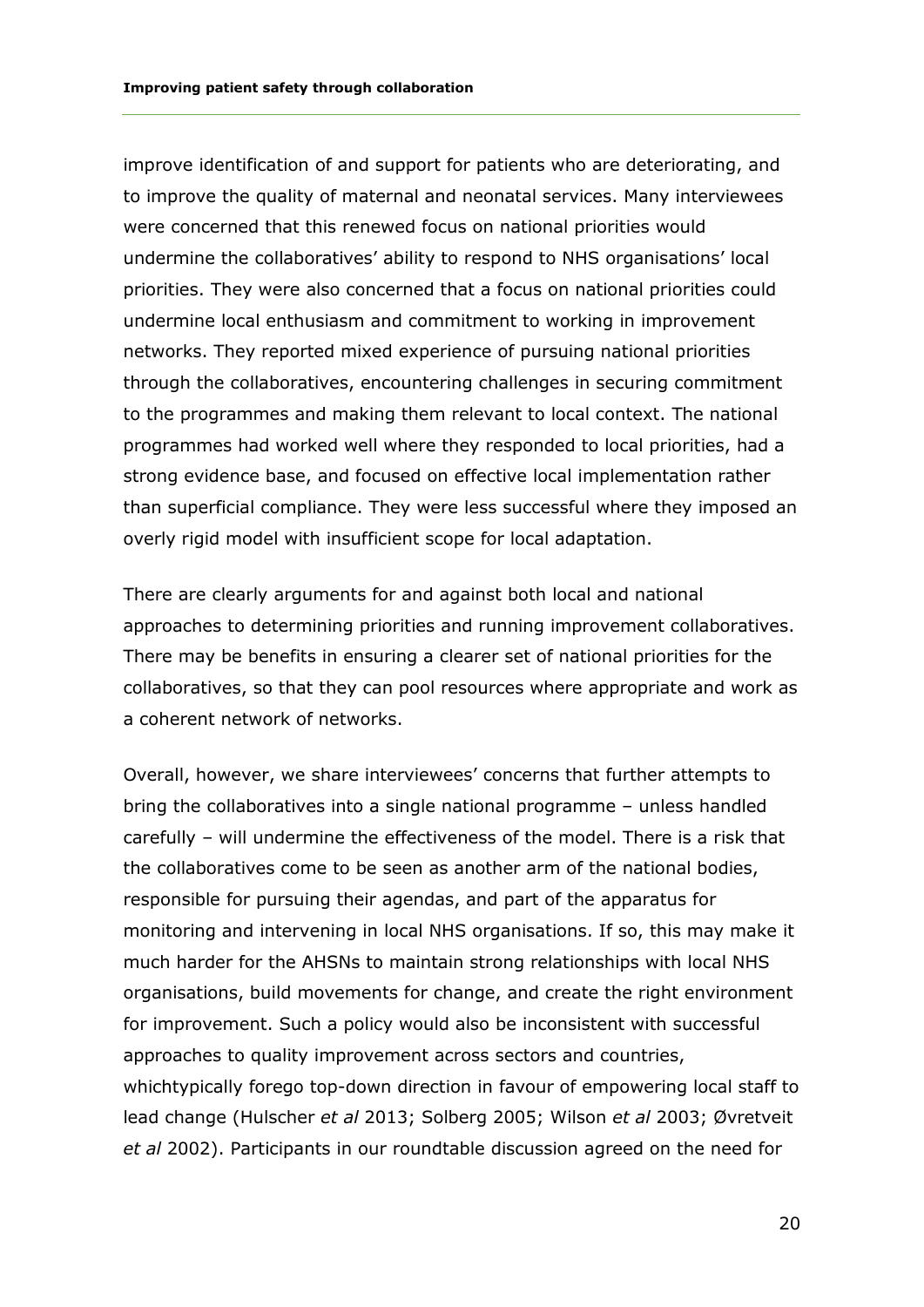improve identification of and support for patients who are deteriorating, and to improve the quality of maternal and neonatal services. Many interviewees were concerned that this renewed focus on national priorities would undermine the collaboratives' ability to respond to NHS organisations' local priorities. They were also concerned that a focus on national priorities could undermine local enthusiasm and commitment to working in improvement networks. They reported mixed experience of pursuing national priorities through the collaboratives, encountering challenges in securing commitment to the programmes and making them relevant to local context. The national programmes had worked well where they responded to local priorities, had a strong evidence base, and focused on effective local implementation rather than superficial compliance. They were less successful where they imposed an overly rigid model with insufficient scope for local adaptation.

There are clearly arguments for and against both local and national approaches to determining priorities and running improvement collaboratives. There may be benefits in ensuring a clearer set of national priorities for the collaboratives, so that they can pool resources where appropriate and work as a coherent network of networks.

Overall, however, we share interviewees' concerns that further attempts to bring the collaboratives into a single national programme – unless handled carefully – will undermine the effectiveness of the model. There is a risk that the collaboratives come to be seen as another arm of the national bodies, responsible for pursuing their agendas, and part of the apparatus for monitoring and intervening in local NHS organisations. If so, this may make it much harder for the AHSNs to maintain strong relationships with local NHS organisations, build movements for change, and create the right environment for improvement. Such a policy would also be inconsistent with successful approaches to quality improvement across sectors and countries, whichtypically forego top-down direction in favour of empowering local staff to lead change (Hulscher *et al* 2013; Solberg 2005; Wilson *et al* 2003; Øvretveit *et al* 2002). Participants in our roundtable discussion agreed on the need for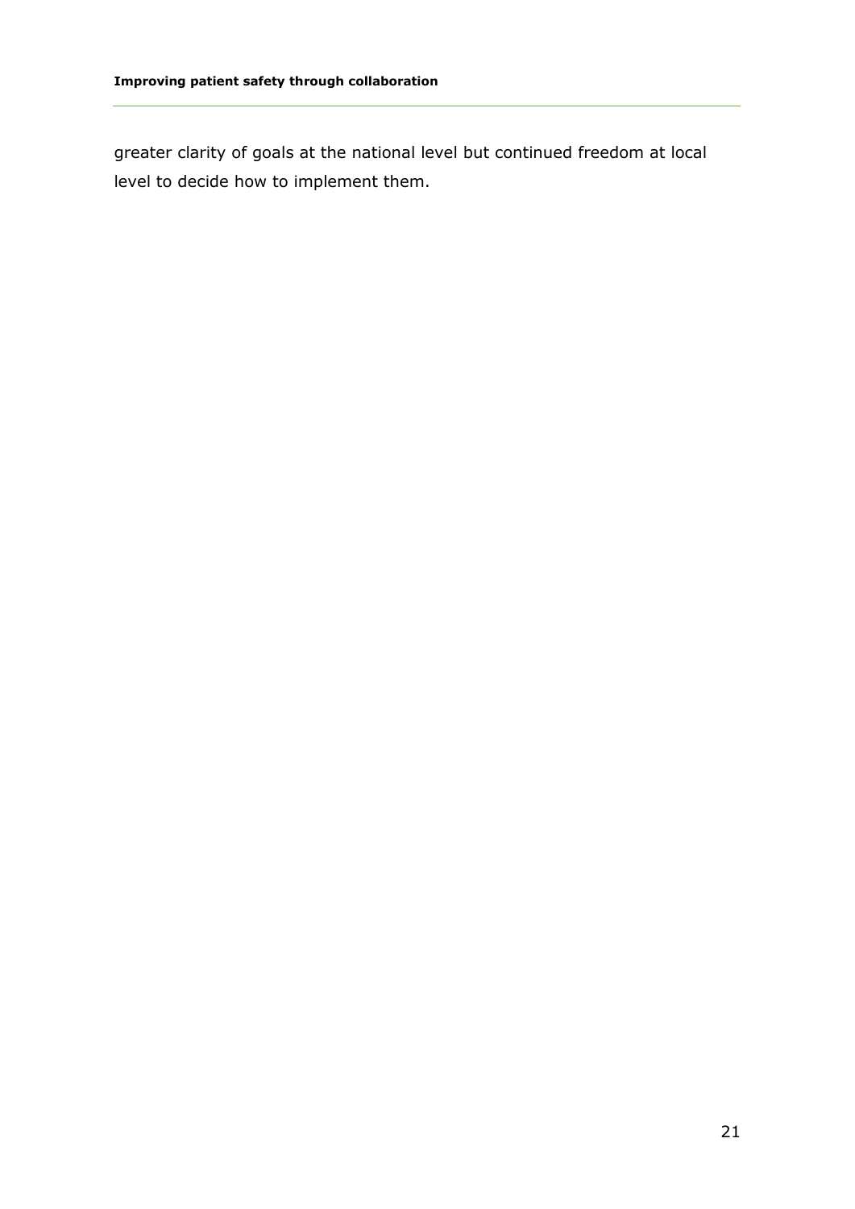greater clarity of goals at the national level but continued freedom at local level to decide how to implement them.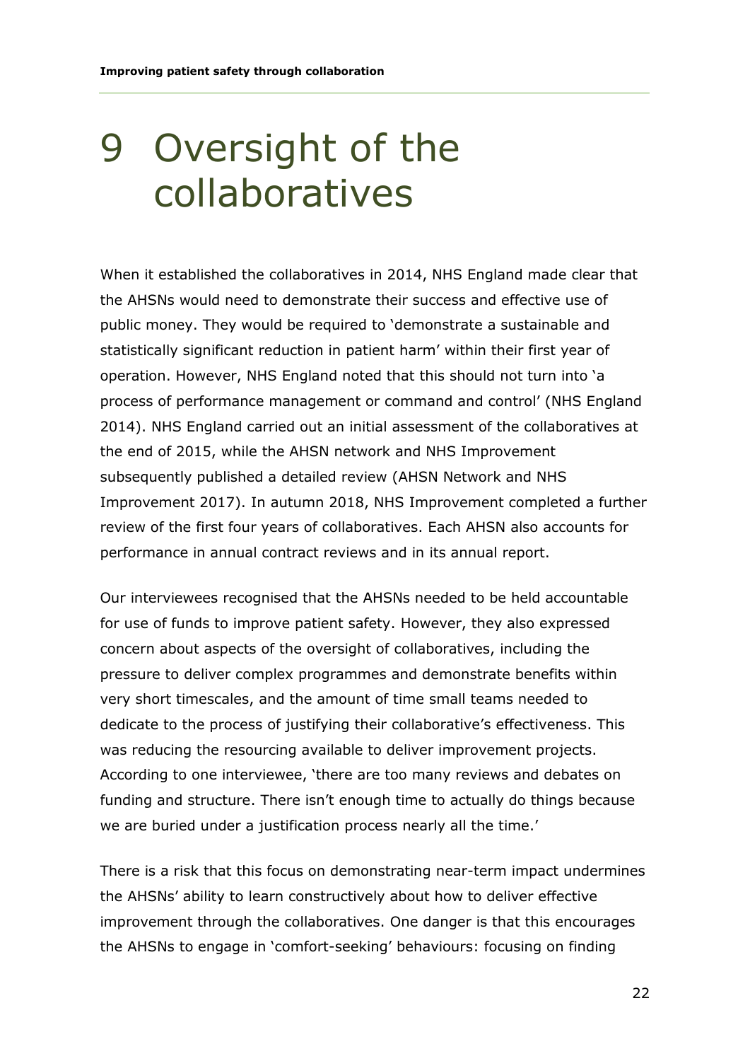# 9 Oversight of the collaboratives

When it established the collaboratives in 2014, NHS England made clear that the AHSNs would need to demonstrate their success and effective use of public money. They would be required to 'demonstrate a sustainable and statistically significant reduction in patient harm' within their first year of operation. However, NHS England noted that this should not turn into 'a process of performance management or command and control' (NHS England 2014). NHS England carried out an initial assessment of the collaboratives at the end of 2015, while the AHSN network and NHS Improvement subsequently published a detailed review (AHSN Network and NHS Improvement 2017). In autumn 2018, NHS Improvement completed a further review of the first four years of collaboratives. Each AHSN also accounts for performance in annual contract reviews and in its annual report.

Our interviewees recognised that the AHSNs needed to be held accountable for use of funds to improve patient safety. However, they also expressed concern about aspects of the oversight of collaboratives, including the pressure to deliver complex programmes and demonstrate benefits within very short timescales, and the amount of time small teams needed to dedicate to the process of justifying their collaborative's effectiveness. This was reducing the resourcing available to deliver improvement projects. According to one interviewee, 'there are too many reviews and debates on funding and structure. There isn't enough time to actually do things because we are buried under a justification process nearly all the time.'

There is a risk that this focus on demonstrating near-term impact undermines the AHSNs' ability to learn constructively about how to deliver effective improvement through the collaboratives. One danger is that this encourages the AHSNs to engage in 'comfort-seeking' behaviours: focusing on finding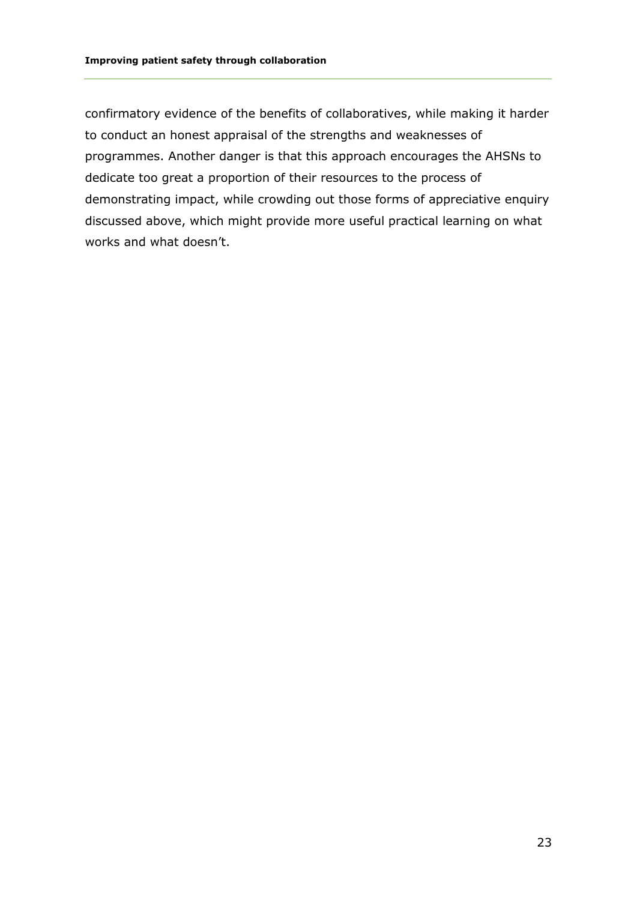confirmatory evidence of the benefits of collaboratives, while making it harder to conduct an honest appraisal of the strengths and weaknesses of programmes. Another danger is that this approach encourages the AHSNs to dedicate too great a proportion of their resources to the process of demonstrating impact, while crowding out those forms of appreciative enquiry discussed above, which might provide more useful practical learning on what works and what doesn't.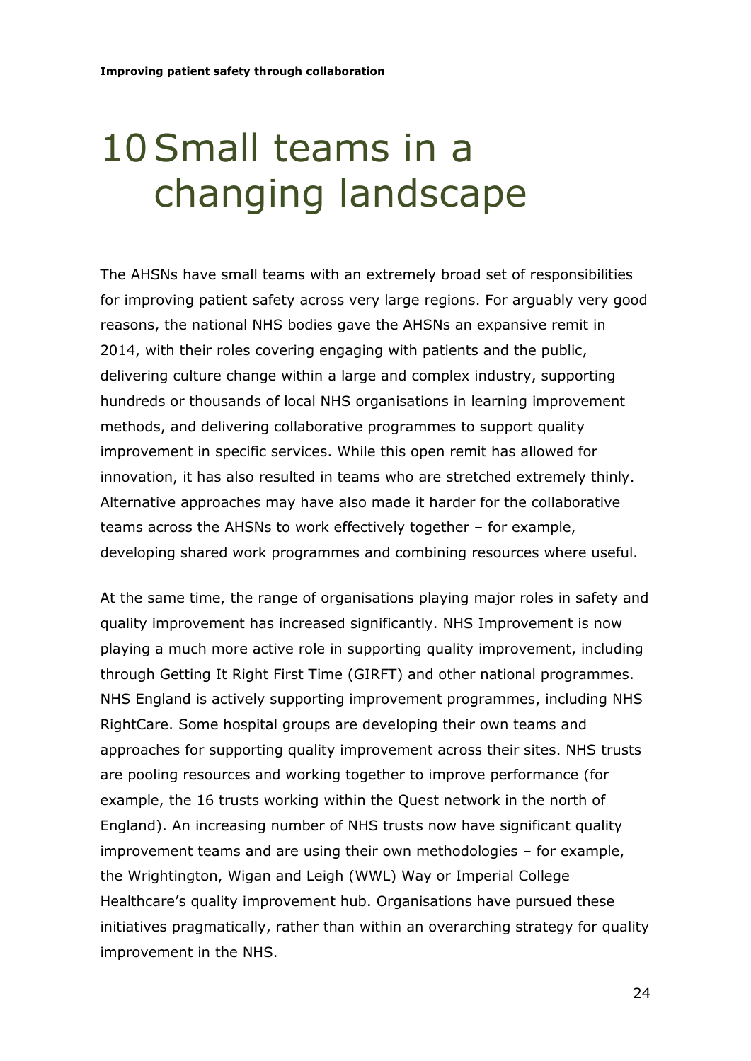# 10 Small teams in a changing landscape

The AHSNs have small teams with an extremely broad set of responsibilities for improving patient safety across very large regions. For arguably very good reasons, the national NHS bodies gave the AHSNs an expansive remit in 2014, with their roles covering engaging with patients and the public, delivering culture change within a large and complex industry, supporting hundreds or thousands of local NHS organisations in learning improvement methods, and delivering collaborative programmes to support quality improvement in specific services. While this open remit has allowed for innovation, it has also resulted in teams who are stretched extremely thinly. Alternative approaches may have also made it harder for the collaborative teams across the AHSNs to work effectively together – for example, developing shared work programmes and combining resources where useful.

At the same time, the range of organisations playing major roles in safety and quality improvement has increased significantly. NHS Improvement is now playing a much more active role in supporting quality improvement, including through Getting It Right First Time (GIRFT) and other national programmes. NHS England is actively supporting improvement programmes, including NHS RightCare. Some hospital groups are developing their own teams and approaches for supporting quality improvement across their sites. NHS trusts are pooling resources and working together to improve performance (for example, the 16 trusts working within the Quest network in the north of England). An increasing number of NHS trusts now have significant quality improvement teams and are using their own methodologies – for example, the Wrightington, Wigan and Leigh (WWL) Way or Imperial College Healthcare's quality improvement hub. Organisations have pursued these initiatives pragmatically, rather than within an overarching strategy for quality improvement in the NHS.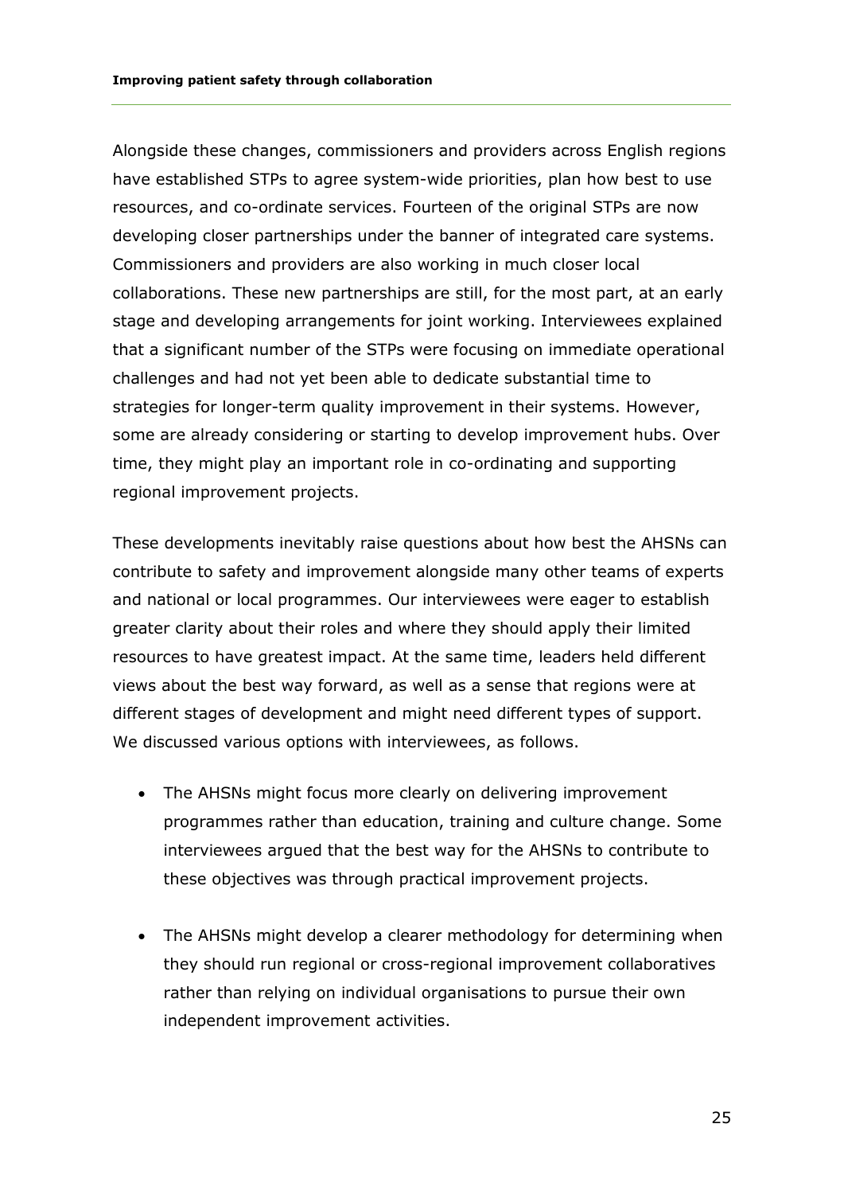Alongside these changes, commissioners and providers across English regions have established STPs to agree system-wide priorities, plan how best to use resources, and co-ordinate services. Fourteen of the original STPs are now developing closer partnerships under the banner of integrated care systems. Commissioners and providers are also working in much closer local collaborations. These new partnerships are still, for the most part, at an early stage and developing arrangements for joint working. Interviewees explained that a significant number of the STPs were focusing on immediate operational challenges and had not yet been able to dedicate substantial time to strategies for longer-term quality improvement in their systems. However, some are already considering or starting to develop improvement hubs. Over time, they might play an important role in co-ordinating and supporting regional improvement projects.

These developments inevitably raise questions about how best the AHSNs can contribute to safety and improvement alongside many other teams of experts and national or local programmes. Our interviewees were eager to establish greater clarity about their roles and where they should apply their limited resources to have greatest impact. At the same time, leaders held different views about the best way forward, as well as a sense that regions were at different stages of development and might need different types of support. We discussed various options with interviewees, as follows.

- The AHSNs might focus more clearly on delivering improvement programmes rather than education, training and culture change. Some interviewees argued that the best way for the AHSNs to contribute to these objectives was through practical improvement projects.

- The AHSNs might develop a clearer methodology for determining when they should run regional or cross-regional improvement collaboratives rather than relying on individual organisations to pursue their own independent improvement activities.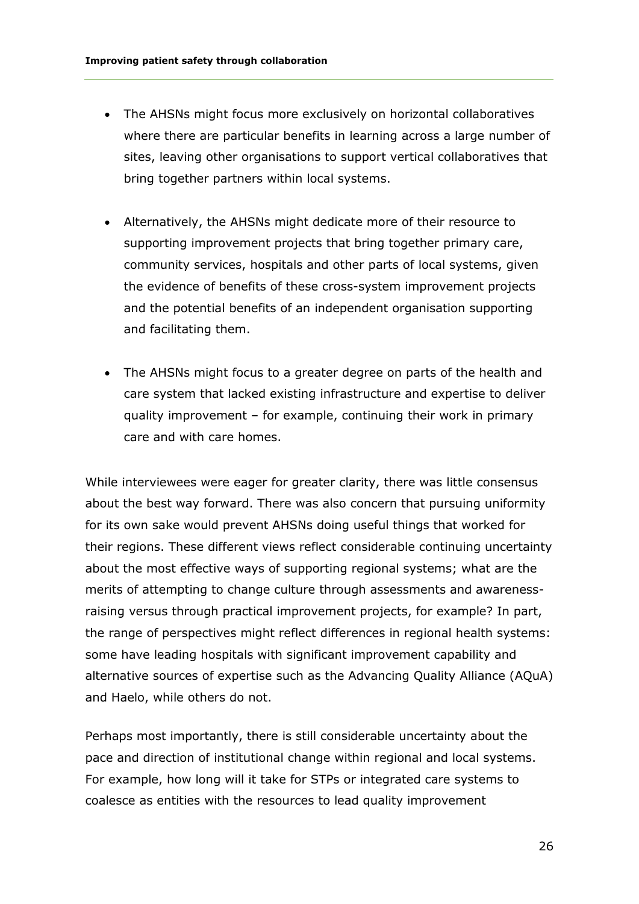- The AHSNs might focus more exclusively on horizontal collaboratives where there are particular benefits in learning across a large number of sites, leaving other organisations to support vertical collaboratives that bring together partners within local systems.

- Alternatively, the AHSNs might dedicate more of their resource to supporting improvement projects that bring together primary care, community services, hospitals and other parts of local systems, given the evidence of benefits of these cross-system improvement projects and the potential benefits of an independent organisation supporting and facilitating them.

- The AHSNs might focus to a greater degree on parts of the health and care system that lacked existing infrastructure and expertise to deliver quality improvement – for example, continuing their work in primary care and with care homes.

While interviewees were eager for greater clarity, there was little consensus about the best way forward. There was also concern that pursuing uniformity for its own sake would prevent AHSNs doing useful things that worked for their regions. These different views reflect considerable continuing uncertainty about the most effective ways of supporting regional systems; what are the merits of attempting to change culture through assessments and awareness-raising versus through practical improvement projects, for example? In part, the range of perspectives might reflect differences in regional health systems: some have leading hospitals with significant improvement capability and alternative sources of expertise such as the Advancing Quality Alliance (AQuA) and Haelo, while others do not.

Perhaps most importantly, there is still considerable uncertainty about the pace and direction of institutional change within regional and local systems. For example, how long will it take for STPs or integrated care systems to coalesce as entities with the resources to lead quality improvement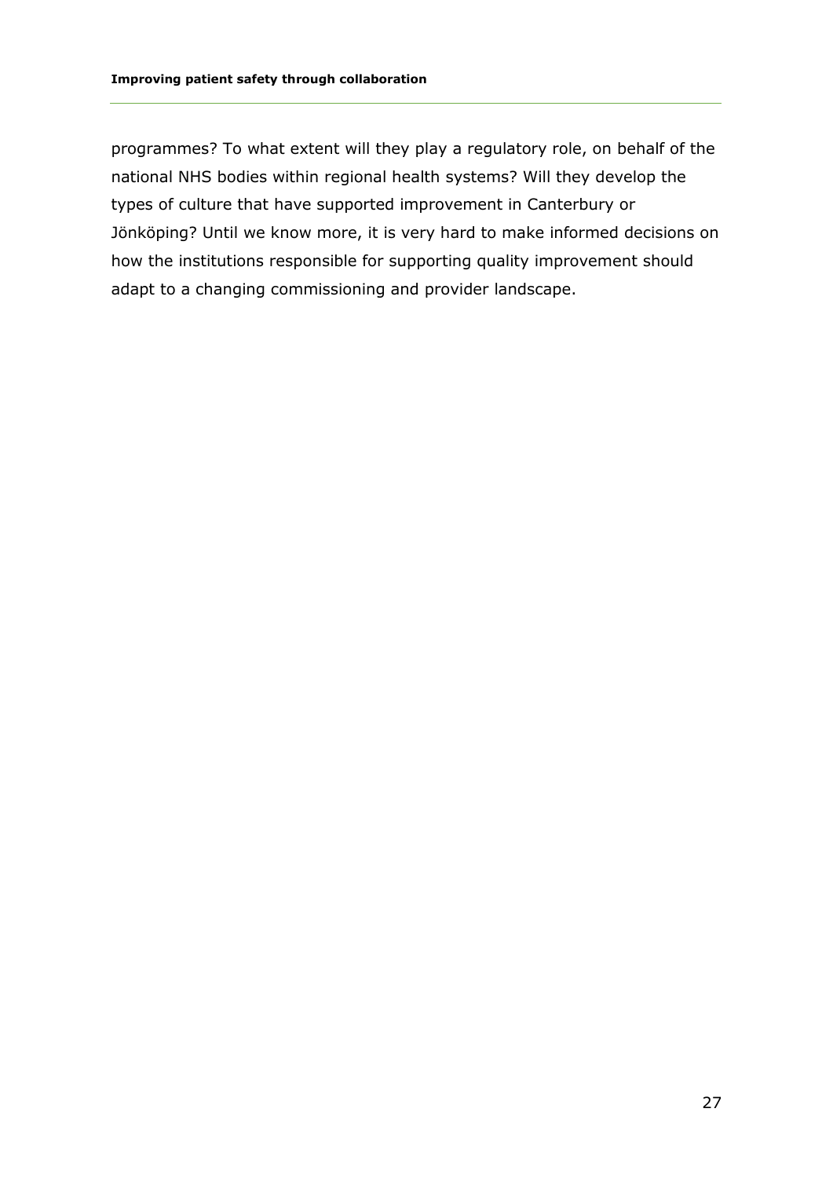programmes? To what extent will they play a regulatory role, on behalf of the national NHS bodies within regional health systems? Will they develop the types of culture that have supported improvement in Canterbury or Jönköping? Until we know more, it is very hard to make informed decisions on how the institutions responsible for supporting quality improvement should adapt to a changing commissioning and provider landscape.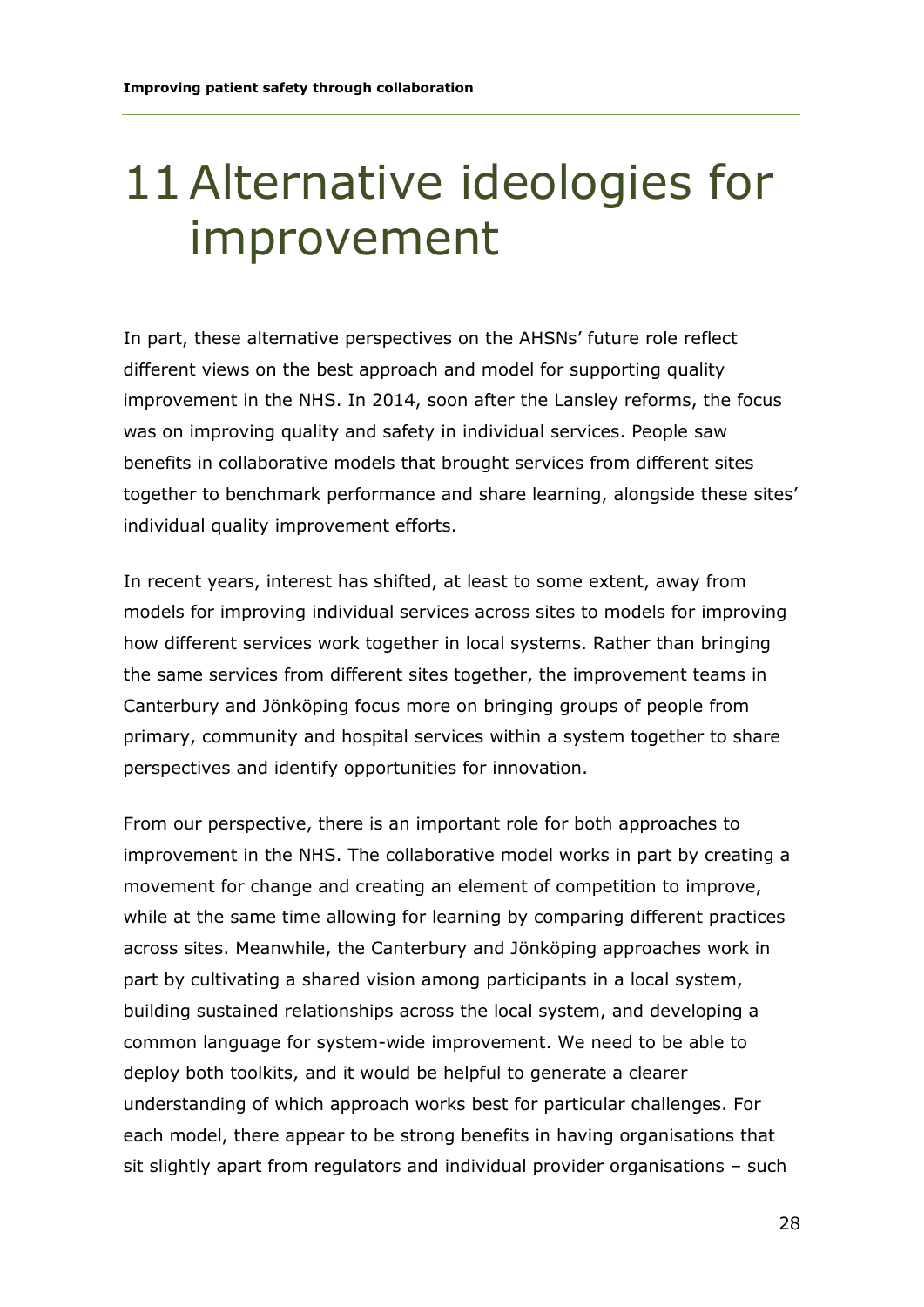# 11 Alternative ideologies for improvement

In part, these alternative perspectives on the AHSNs' future role reflect different views on the best approach and model for supporting quality improvement in the NHS. In 2014, soon after the Lansley reforms, the focus was on improving quality and safety in individual services. People saw benefits in collaborative models that brought services from different sites together to benchmark performance and share learning, alongside these sites' individual quality improvement efforts.

In recent years, interest has shifted, at least to some extent, away from models for improving individual services across sites to models for improving how different services work together in local systems. Rather than bringing the same services from different sites together, the improvement teams in Canterbury and Jönköping focus more on bringing groups of people from primary, community and hospital services within a system together to share perspectives and identify opportunities for innovation.

From our perspective, there is an important role for both approaches to improvement in the NHS. The collaborative model works in part by creating a movement for change and creating an element of competition to improve, while at the same time allowing for learning by comparing different practices across sites. Meanwhile, the Canterbury and Jönköping approaches work in part by cultivating a shared vision among participants in a local system, building sustained relationships across the local system, and developing a common language for system-wide improvement. We need to be able to deploy both toolkits, and it would be helpful to generate a clearer understanding of which approach works best for particular challenges. For each model, there appear to be strong benefits in having organisations that sit slightly apart from regulators and individual provider organisations – such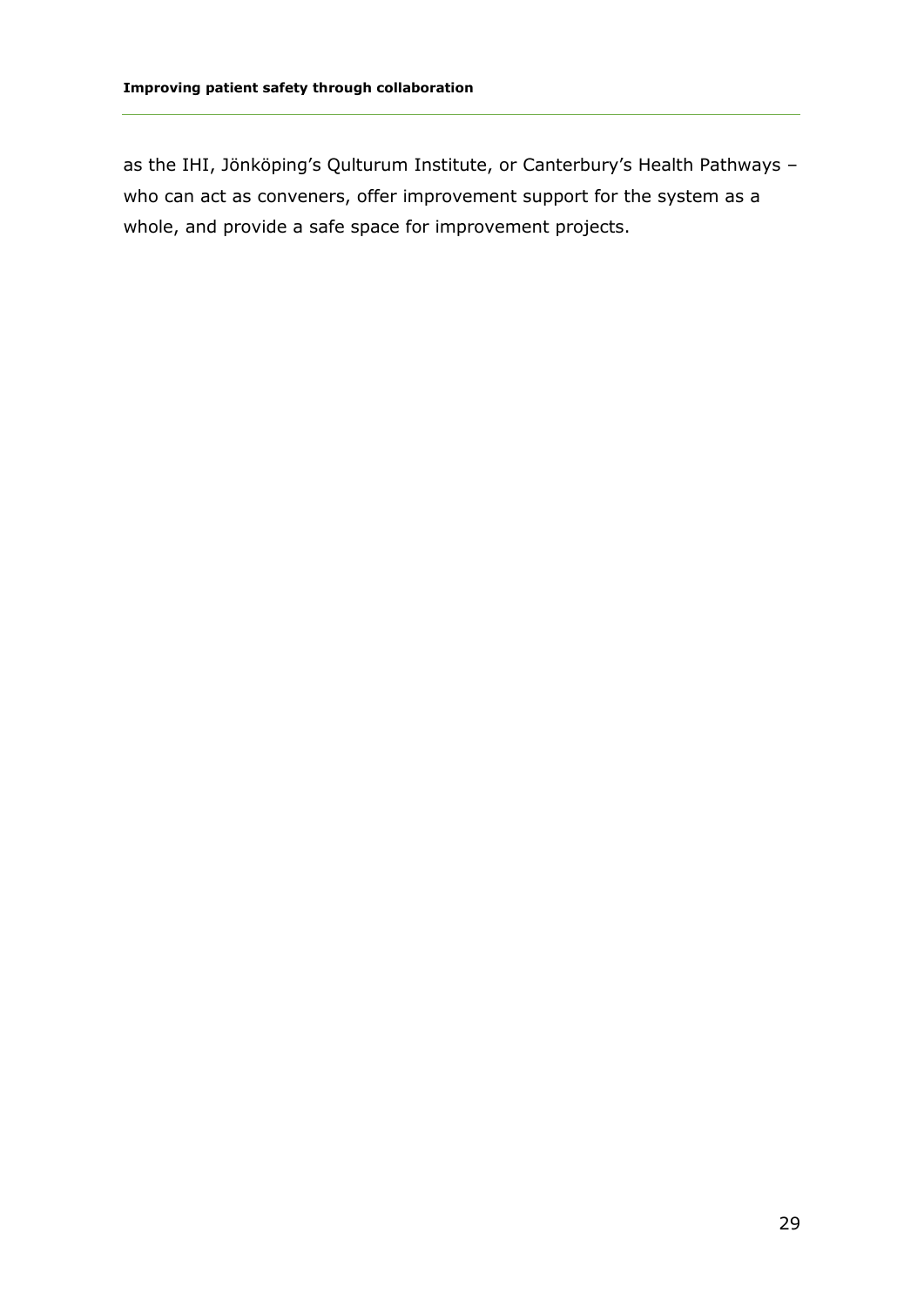as the IHI, Jönköping's Qulturum Institute, or Canterbury's Health Pathways – who can act as conveners, offer improvement support for the system as a whole, and provide a safe space for improvement projects.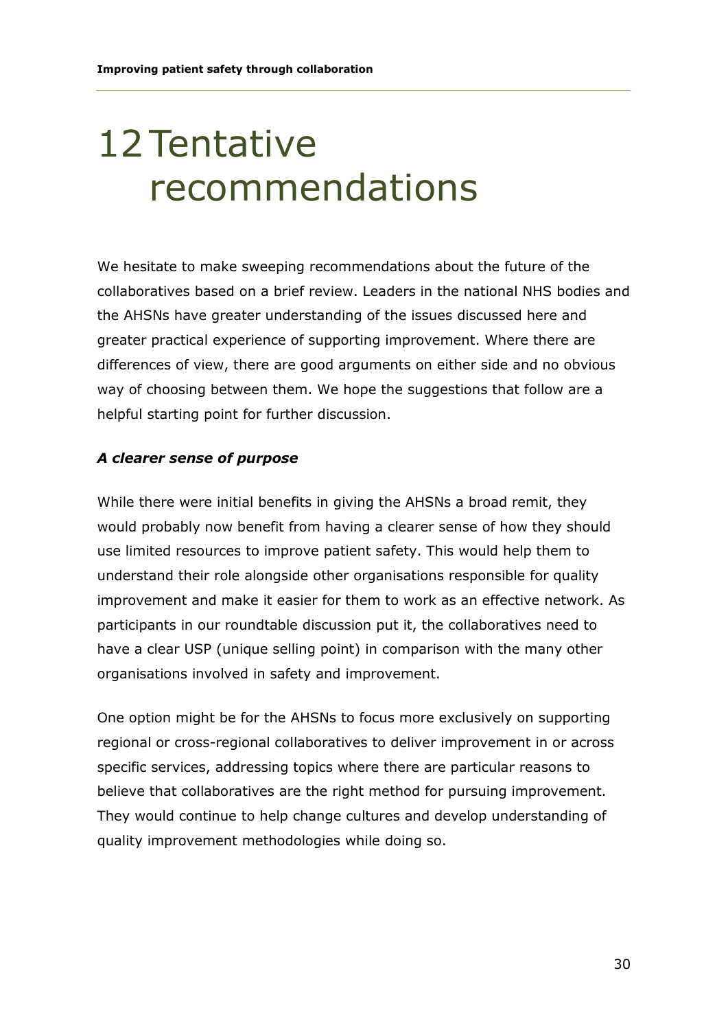# 12 Tentative recommendations

We hesitate to make sweeping recommendations about the future of the collaboratives based on a brief review. Leaders in the national NHS bodies and the AHSNs have greater understanding of the issues discussed here and greater practical experience of supporting improvement. Where there are differences of view, there are good arguments on either side and no obvious way of choosing between them. We hope the suggestions that follow are a helpful starting point for further discussion.

***A clearer sense of purpose***

While there were initial benefits in giving the AHSNs a broad remit, they would probably now benefit from having a clearer sense of how they should use limited resources to improve patient safety. This would help them to understand their role alongside other organisations responsible for quality improvement and make it easier for them to work as an effective network. As participants in our roundtable discussion put it, the collaboratives need to have a clear USP (unique selling point) in comparison with the many other organisations involved in safety and improvement.

One option might be for the AHSNs to focus more exclusively on supporting regional or cross-regional collaboratives to deliver improvement in or across specific services, addressing topics where there are particular reasons to believe that collaboratives are the right method for pursuing improvement. They would continue to help change cultures and develop understanding of quality improvement methodologies while doing so.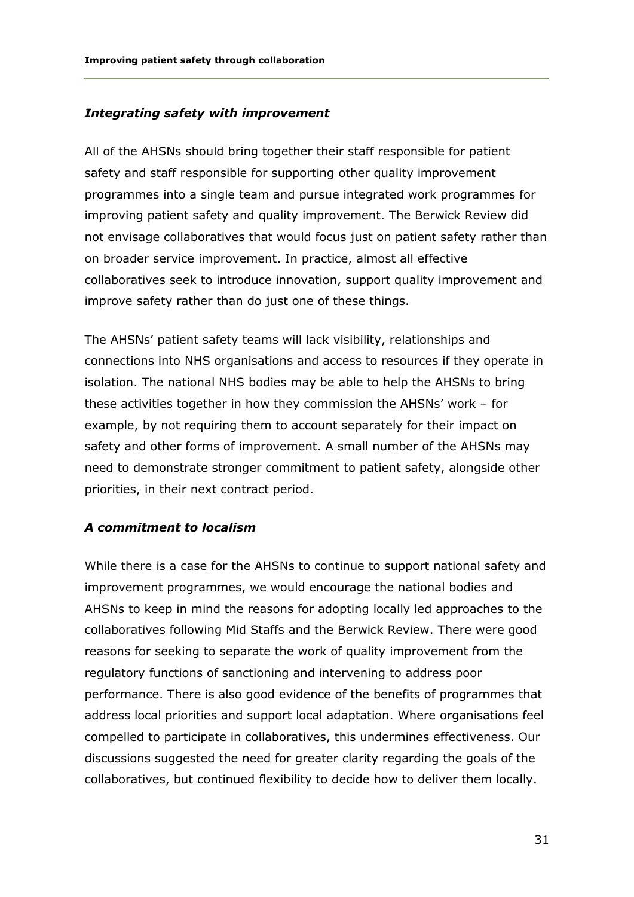***Integrating safety with improvement***

All of the AHSNs should bring together their staff responsible for patient safety and staff responsible for supporting other quality improvement programmes into a single team and pursue integrated work programmes for improving patient safety and quality improvement. The Berwick Review did not envisage collaboratives that would focus just on patient safety rather than on broader service improvement. In practice, almost all effective collaboratives seek to introduce innovation, support quality improvement and improve safety rather than do just one of these things.

The AHSNs' patient safety teams will lack visibility, relationships and connections into NHS organisations and access to resources if they operate in isolation. The national NHS bodies may be able to help the AHSNs to bring these activities together in how they commission the AHSNs' work – for example, by not requiring them to account separately for their impact on safety and other forms of improvement. A small number of the AHSNs may need to demonstrate stronger commitment to patient safety, alongside other priorities, in their next contract period.

***A commitment to localism***

While there is a case for the AHSNs to continue to support national safety and improvement programmes, we would encourage the national bodies and AHSNs to keep in mind the reasons for adopting locally led approaches to the collaboratives following Mid Staffs and the Berwick Review. There were good reasons for seeking to separate the work of quality improvement from the regulatory functions of sanctioning and intervening to address poor performance. There is also good evidence of the benefits of programmes that address local priorities and support local adaptation. Where organisations feel compelled to participate in collaboratives, this undermines effectiveness. Our discussions suggested the need for greater clarity regarding the goals of the collaboratives, but continued flexibility to decide how to deliver them locally.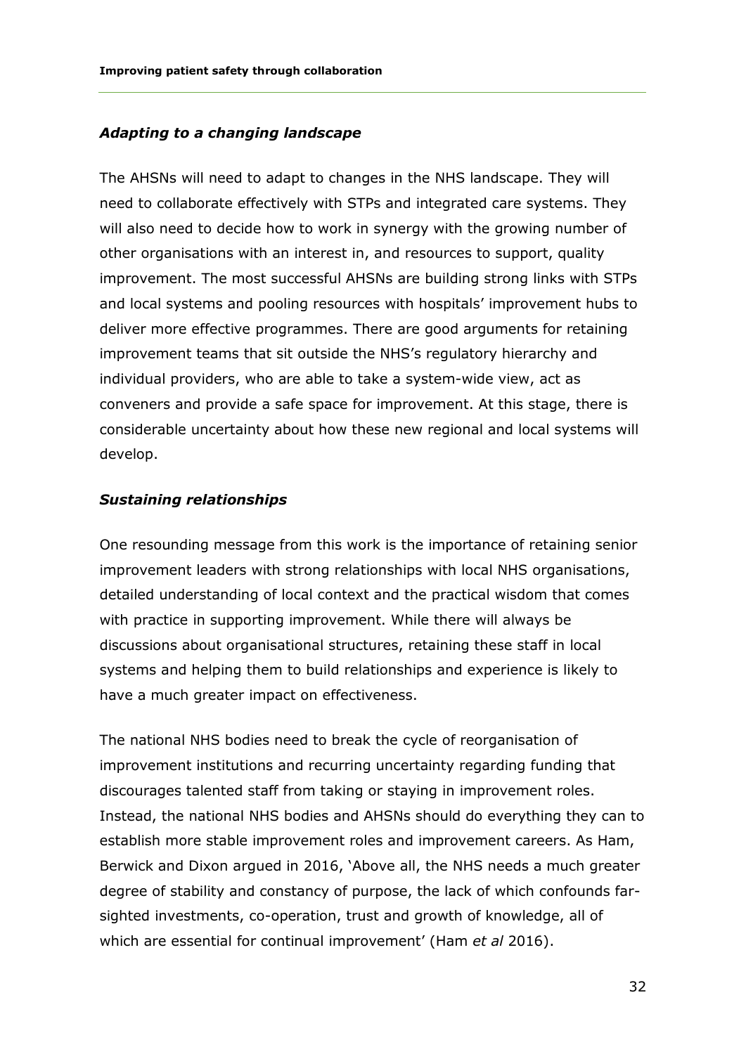### *Adapting to a changing landscape*

The AHSNs will need to adapt to changes in the NHS landscape. They will need to collaborate effectively with STPs and integrated care systems. They will also need to decide how to work in synergy with the growing number of other organisations with an interest in, and resources to support, quality improvement. The most successful AHSNs are building strong links with STPs and local systems and pooling resources with hospitals' improvement hubs to deliver more effective programmes. There are good arguments for retaining improvement teams that sit outside the NHS's regulatory hierarchy and individual providers, who are able to take a system-wide view, act as conveners and provide a safe space for improvement. At this stage, there is considerable uncertainty about how these new regional and local systems will develop.

### *Sustaining relationships*

One resounding message from this work is the importance of retaining senior improvement leaders with strong relationships with local NHS organisations, detailed understanding of local context and the practical wisdom that comes with practice in supporting improvement. While there will always be discussions about organisational structures, retaining these staff in local systems and helping them to build relationships and experience is likely to have a much greater impact on effectiveness.

The national NHS bodies need to break the cycle of reorganisation of improvement institutions and recurring uncertainty regarding funding that discourages talented staff from taking or staying in improvement roles. Instead, the national NHS bodies and AHSNs should do everything they can to establish more stable improvement roles and improvement careers. As Ham, Berwick and Dixon argued in 2016, 'Above all, the NHS needs a much greater degree of stability and constancy of purpose, the lack of which confounds far-sighted investments, co-operation, trust and growth of knowledge, all of which are essential for continual improvement' (Ham *et al* 2016).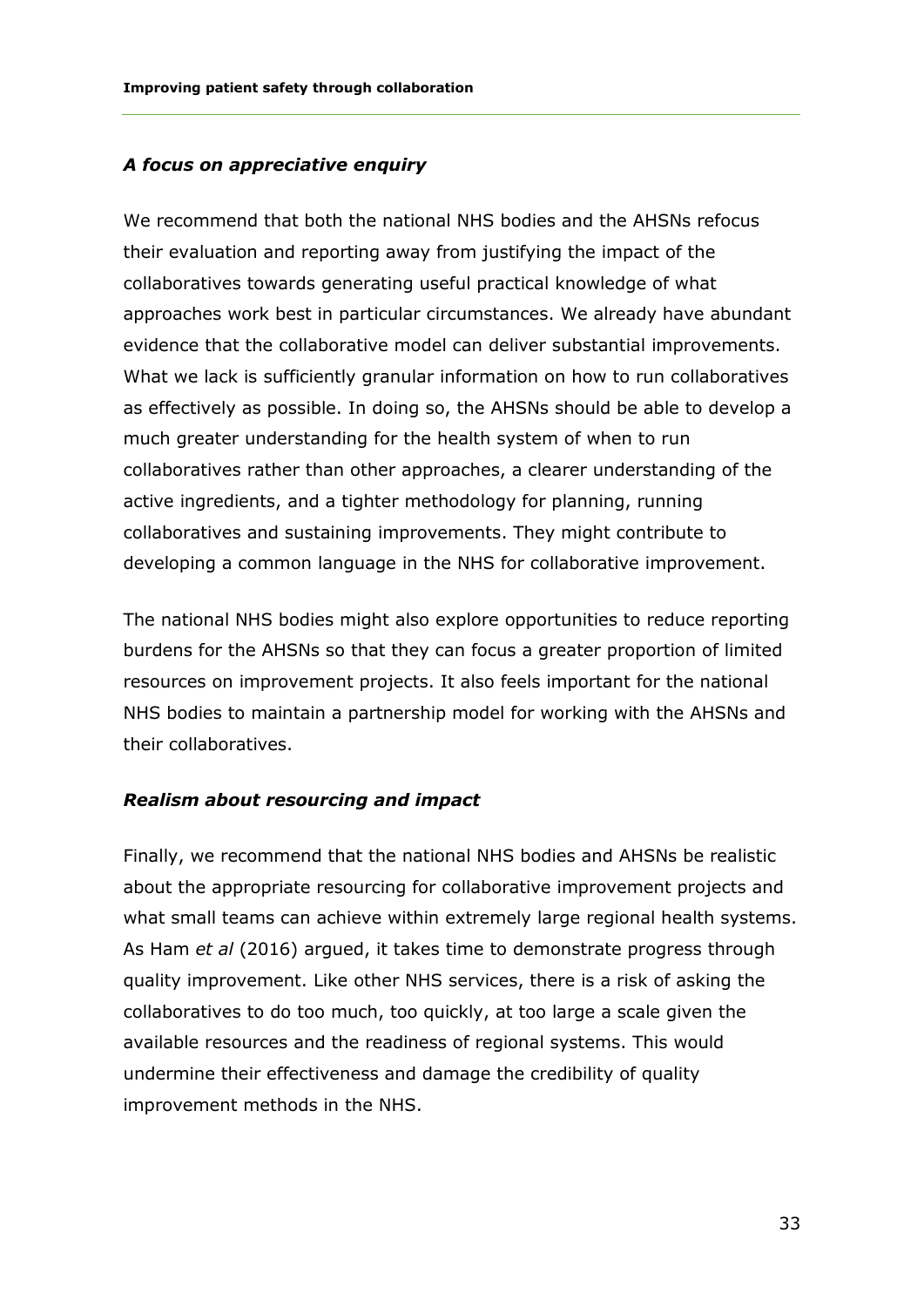### *A focus on appreciative enquiry*

We recommend that both the national NHS bodies and the AHSNs refocus their evaluation and reporting away from justifying the impact of the collaboratives towards generating useful practical knowledge of what approaches work best in particular circumstances. We already have abundant evidence that the collaborative model can deliver substantial improvements. What we lack is sufficiently granular information on how to run collaboratives as effectively as possible. In doing so, the AHSNs should be able to develop a much greater understanding for the health system of when to run collaboratives rather than other approaches, a clearer understanding of the active ingredients, and a tighter methodology for planning, running collaboratives and sustaining improvements. They might contribute to developing a common language in the NHS for collaborative improvement.

The national NHS bodies might also explore opportunities to reduce reporting burdens for the AHSNs so that they can focus a greater proportion of limited resources on improvement projects. It also feels important for the national NHS bodies to maintain a partnership model for working with the AHSNs and their collaboratives.

### *Realism about resourcing and impact*

Finally, we recommend that the national NHS bodies and AHSNs be realistic about the appropriate resourcing for collaborative improvement projects and what small teams can achieve within extremely large regional health systems. As Ham *et al* (2016) argued, it takes time to demonstrate progress through quality improvement. Like other NHS services, there is a risk of asking the collaboratives to do too much, too quickly, at too large a scale given the available resources and the readiness of regional systems. This would undermine their effectiveness and damage the credibility of quality improvement methods in the NHS.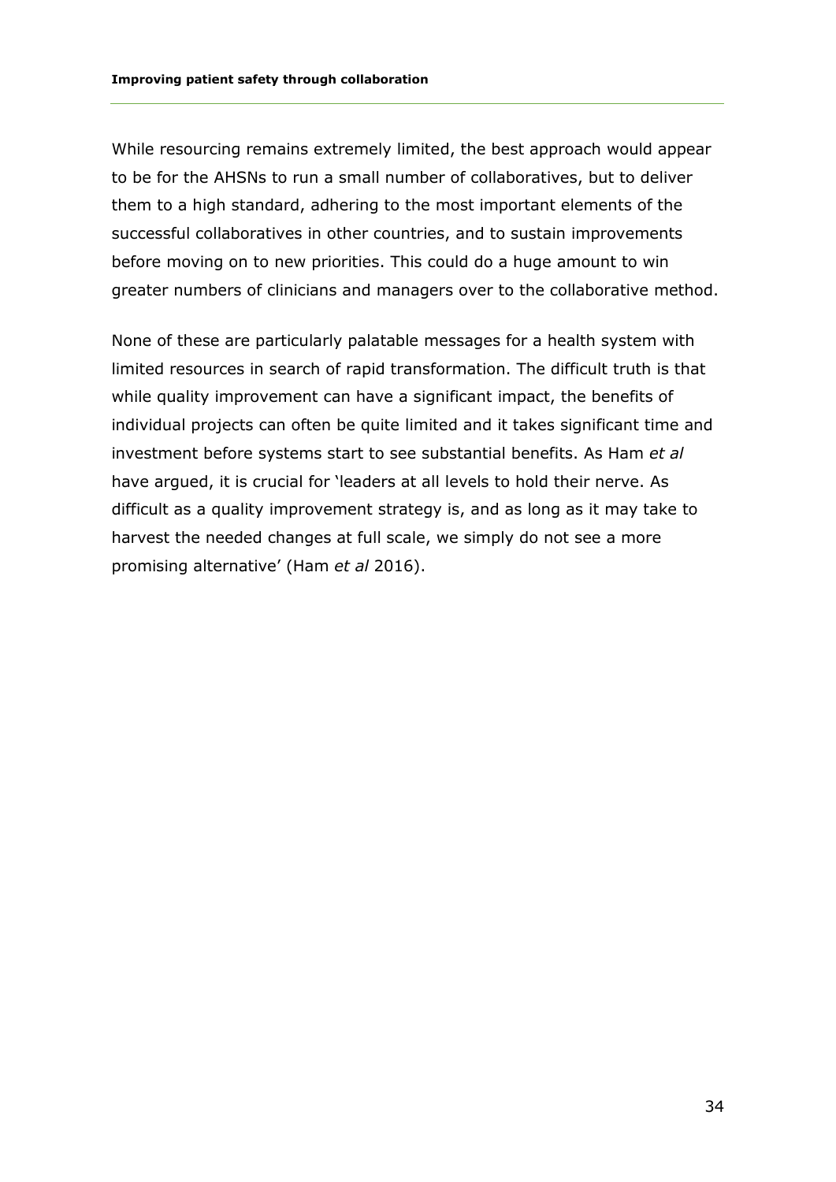While resourcing remains extremely limited, the best approach would appear to be for the AHSNs to run a small number of collaboratives, but to deliver them to a high standard, adhering to the most important elements of the successful collaboratives in other countries, and to sustain improvements before moving on to new priorities. This could do a huge amount to win greater numbers of clinicians and managers over to the collaborative method.

None of these are particularly palatable messages for a health system with limited resources in search of rapid transformation. The difficult truth is that while quality improvement can have a significant impact, the benefits of individual projects can often be quite limited and it takes significant time and investment before systems start to see substantial benefits. As Ham *et al* have argued, it is crucial for 'leaders at all levels to hold their nerve. As difficult as a quality improvement strategy is, and as long as it may take to harvest the needed changes at full scale, we simply do not see a more promising alternative' (Ham *et al* 2016).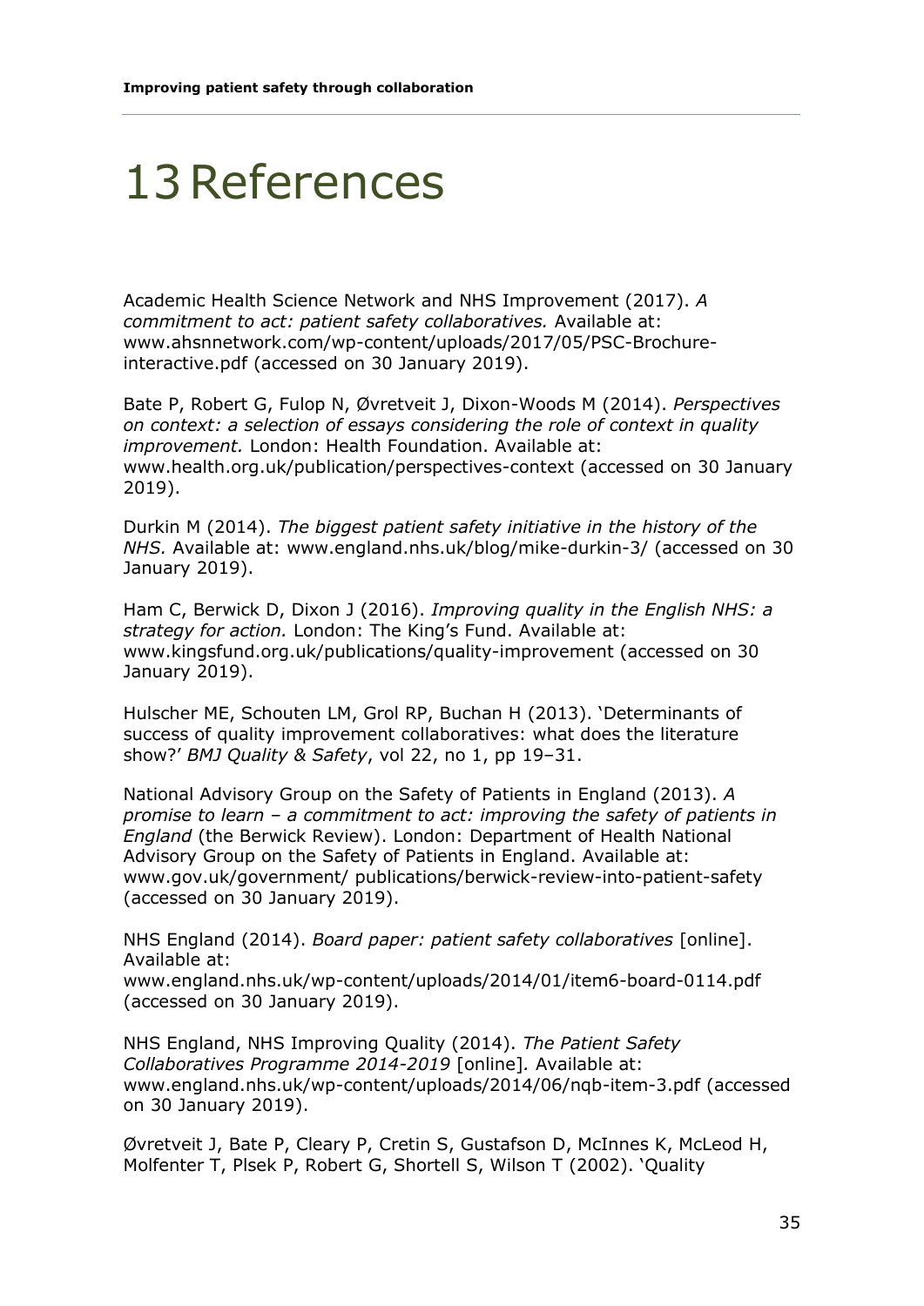# 13 References

Academic Health Science Network and NHS Improvement (2017). *A commitment to act: patient safety collaboratives.* Available at: www.ahsnnetwork.com/wp-content/uploads/2017/05/PSC-Brochure-interactive.pdf (accessed on 30 January 2019).

Bate P, Robert G, Fulop N, Øvretveit J, Dixon-Woods M (2014). *Perspectives on context: a selection of essays considering the role of context in quality improvement.* London: Health Foundation. Available at: www.health.org.uk/publication/perspectives-context (accessed on 30 January 2019).

Durkin M (2014). *The biggest patient safety initiative in the history of the NHS.* Available at: www.england.nhs.uk/blog/mike-durkin-3/ (accessed on 30 January 2019).

Ham C, Berwick D, Dixon J (2016). *Improving quality in the English NHS: a strategy for action.* London: The King's Fund. Available at: www.kingsfund.org.uk/publications/quality-improvement (accessed on 30 January 2019).

Hulscher ME, Schouten LM, Grol RP, Buchan H (2013). 'Determinants of success of quality improvement collaboratives: what does the literature show?' *BMJ Quality & Safety*, vol 22, no 1, pp 19–31.

National Advisory Group on the Safety of Patients in England (2013). *A promise to learn – a commitment to act: improving the safety of patients in England* (the Berwick Review). London: Department of Health National Advisory Group on the Safety of Patients in England. Available at: www.gov.uk/government/ publications/berwick-review-into-patient-safety (accessed on 30 January 2019).

NHS England (2014). *Board paper: patient safety collaboratives* [online]. Available at: www.england.nhs.uk/wp-content/uploads/2014/01/item6-board-0114.pdf (accessed on 30 January 2019).

NHS England, NHS Improving Quality (2014). *The Patient Safety Collaboratives Programme 2014-2019* [online]*.* Available at: www.england.nhs.uk/wp-content/uploads/2014/06/nqb-item-3.pdf (accessed on 30 January 2019).

Øvretveit J, Bate P, Cleary P, Cretin S, Gustafson D, McInnes K, McLeod H, Molfenter T, Plsek P, Robert G, Shortell S, Wilson T (2002). 'Quality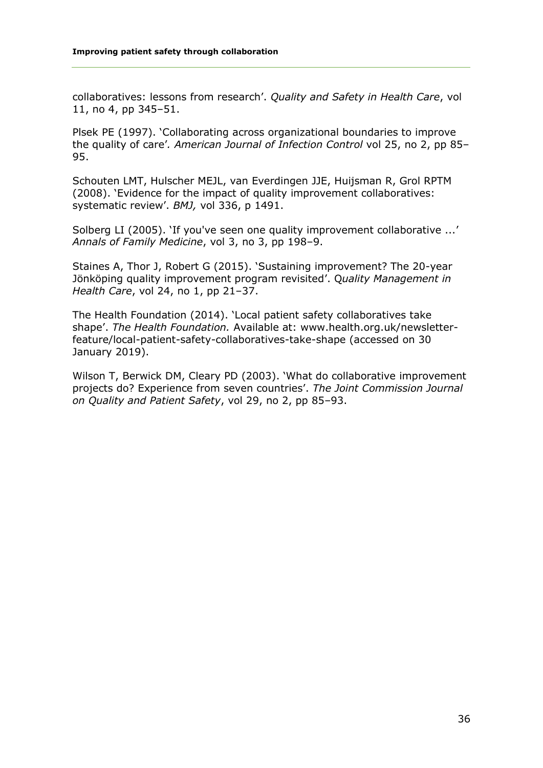collaboratives: lessons from research'. *Quality and Safety in Health Care*, vol 11, no 4, pp 345–51.

Plsek PE (1997). 'Collaborating across organizational boundaries to improve the quality of care'*. American Journal of Infection Control* vol 25, no 2, pp 85–95.

Schouten LMT, Hulscher MEJL, van Everdingen JJE, Huijsman R, Grol RPTM (2008). 'Evidence for the impact of quality improvement collaboratives: systematic review'. *BMJ,* vol 336, p 1491.

Solberg LI (2005). 'If you've seen one quality improvement collaborative ...' *Annals of Family Medicine*, vol 3, no 3, pp 198–9.

Staines A, Thor J, Robert G (2015). 'Sustaining improvement? The 20-year Jönköping quality improvement program revisited'. Q*uality Management in Health Care*, vol 24, no 1, pp 21–37.

The Health Foundation (2014). 'Local patient safety collaboratives take shape'. *The Health Foundation.* Available at: www.health.org.uk/newsletter-feature/local-patient-safety-collaboratives-take-shape (accessed on 30 January 2019).

Wilson T, Berwick DM, Cleary PD (2003). 'What do collaborative improvement projects do? Experience from seven countries'. *The Joint Commission Journal on Quality and Patient Safety*, vol 29, no 2, pp 85–93.